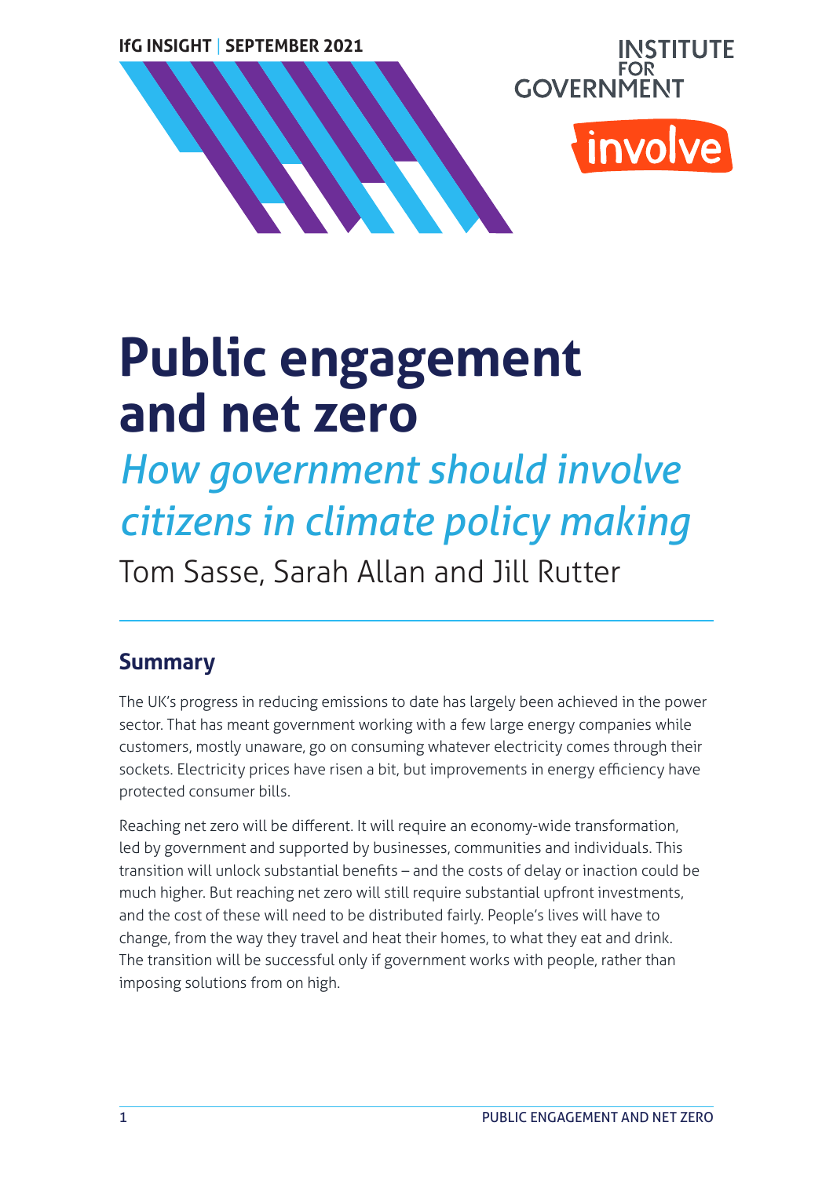IfG INSIGHT | SEPTEMBER 2021

INSTITUTE FOR GOVERNMENT

involve

# Public engagement and net zero

## *How government should involve citizens in climate policy making*

Tom Sasse, Sarah Allan and Jill Rutter

## Summary

The UK's progress in reducing emissions to date has largely been achieved in the power sector. That has meant government working with a few large energy companies while customers, mostly unaware, go on consuming whatever electricity comes through their sockets. Electricity prices have risen a bit, but improvements in energy efficiency have protected consumer bills.

Reaching net zero will be different. It will require an economy-wide transformation, led by government and supported by businesses, communities and individuals. This transition will unlock substantial benefits – and the costs of delay or inaction could be much higher. But reaching net zero will still require substantial upfront investments, and the cost of these will need to be distributed fairly. People's lives will have to change, from the way they travel and heat their homes, to what they eat and drink. The transition will be successful only if government works with people, rather than imposing solutions from on high.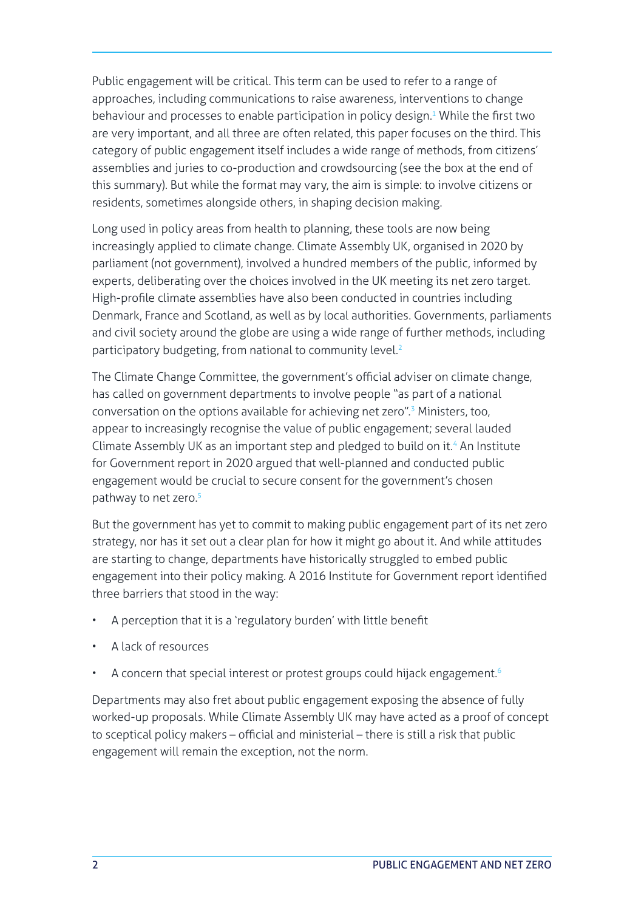Public engagement will be critical. This term can be used to refer to a range of approaches, including communications to raise awareness, interventions to change behaviour and processes to enable participation in policy design.[1] While the first two are very important, and all three are often related, this paper focuses on the third. This category of public engagement itself includes a wide range of methods, from citizens' assemblies and juries to co-production and crowdsourcing (see the box at the end of this summary). But while the format may vary, the aim is simple: to involve citizens or residents, sometimes alongside others, in shaping decision making.

Long used in policy areas from health to planning, these tools are now being increasingly applied to climate change. Climate Assembly UK, organised in 2020 by parliament (not government), involved a hundred members of the public, informed by experts, deliberating over the choices involved in the UK meeting its net zero target. High-profile climate assemblies have also been conducted in countries including Denmark, France and Scotland, as well as by local authorities. Governments, parliaments and civil society around the globe are using a wide range of further methods, including participatory budgeting, from national to community level.[2]

The Climate Change Committee, the government's official adviser on climate change, has called on government departments to involve people "as part of a national conversation on the options available for achieving net zero".[3] Ministers, too, appear to increasingly recognise the value of public engagement; several lauded Climate Assembly UK as an important step and pledged to build on it.[4] An Institute for Government report in 2020 argued that well-planned and conducted public engagement would be crucial to secure consent for the government's chosen pathway to net zero.[5]

But the government has yet to commit to making public engagement part of its net zero strategy, nor has it set out a clear plan for how it might go about it. And while attitudes are starting to change, departments have historically struggled to embed public engagement into their policy making. A 2016 Institute for Government report identified three barriers that stood in the way:

- A perception that it is a 'regulatory burden' with little benefit
- A lack of resources
- A concern that special interest or protest groups could hijack engagement.[6]

Departments may also fret about public engagement exposing the absence of fully worked-up proposals. While Climate Assembly UK may have acted as a proof of concept to sceptical policy makers – official and ministerial – there is still a risk that public engagement will remain the exception, not the norm.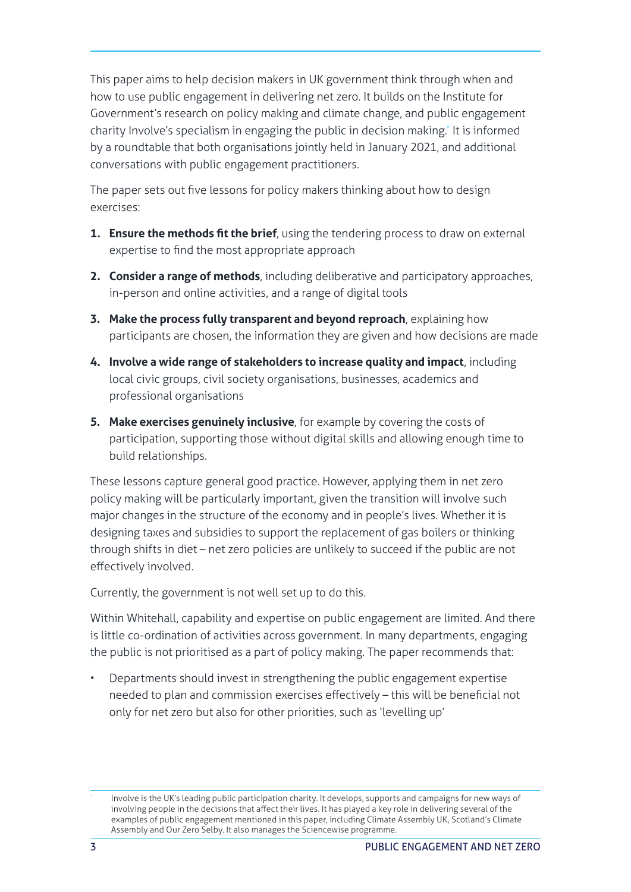This paper aims to help decision makers in UK government think through when and how to use public engagement in delivering net zero. It builds on the Institute for Government's research on policy making and climate change, and public engagement charity Involve's specialism in engaging the public in decision making.[*] It is informed by a roundtable that both organisations jointly held in January 2021, and additional conversations with public engagement practitioners.

The paper sets out five lessons for policy makers thinking about how to design exercises:

1. **Ensure the methods fit the brief**, using the tendering process to draw on external expertise to find the most appropriate approach
2. **Consider a range of methods**, including deliberative and participatory approaches, in-person and online activities, and a range of digital tools
3. **Make the process fully transparent and beyond reproach**, explaining how participants are chosen, the information they are given and how decisions are made
4. **Involve a wide range of stakeholders to increase quality and impact**, including local civic groups, civil society organisations, businesses, academics and professional organisations
5. **Make exercises genuinely inclusive**, for example by covering the costs of participation, supporting those without digital skills and allowing enough time to build relationships.

These lessons capture general good practice. However, applying them in net zero policy making will be particularly important, given the transition will involve such major changes in the structure of the economy and in people's lives. Whether it is designing taxes and subsidies to support the replacement of gas boilers or thinking through shifts in diet – net zero policies are unlikely to succeed if the public are not effectively involved.

Currently, the government is not well set up to do this.

Within Whitehall, capability and expertise on public engagement are limited. And there is little co-ordination of activities across government. In many departments, engaging the public is not prioritised as a part of policy making. The paper recommends that:

- Departments should invest in strengthening the public engagement expertise needed to plan and commission exercises effectively – this will be beneficial not only for net zero but also for other priorities, such as 'levelling up'

[*] Involve is the UK's leading public participation charity. It develops, supports and campaigns for new ways of involving people in the decisions that affect their lives. It has played a key role in delivering several of the examples of public engagement mentioned in this paper, including Climate Assembly UK, Scotland's Climate Assembly and Our Zero Selby. It also manages the Sciencewise programme.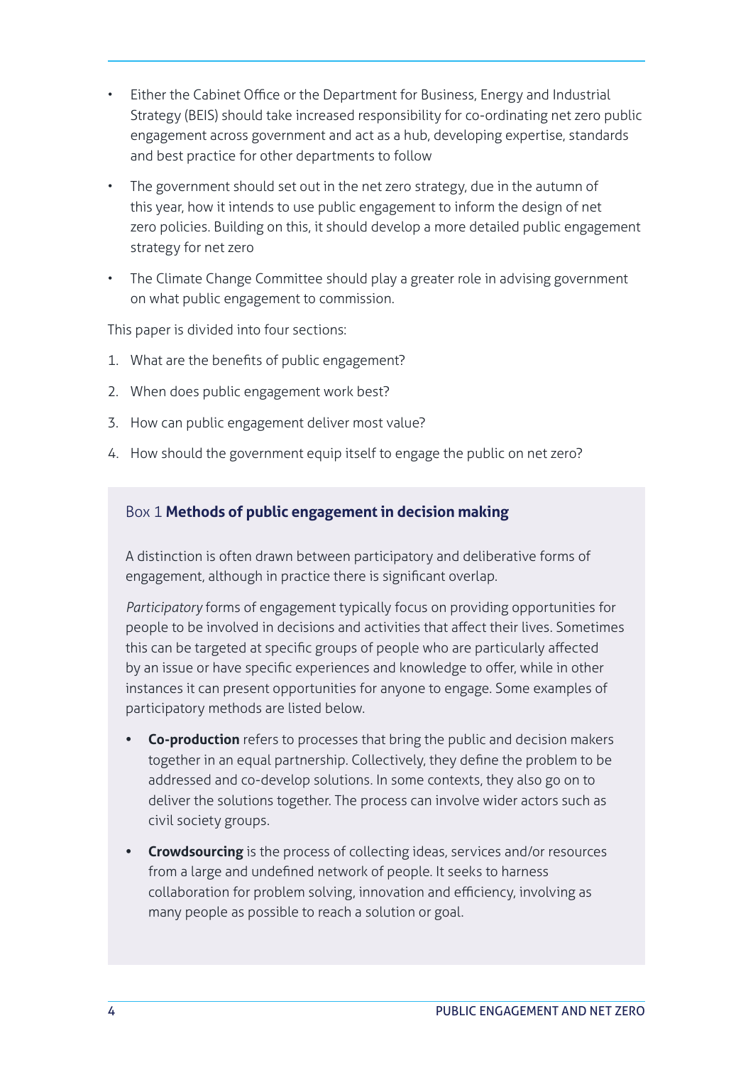- Either the Cabinet Office or the Department for Business, Energy and Industrial Strategy (BEIS) should take increased responsibility for co-ordinating net zero public engagement across government and act as a hub, developing expertise, standards and best practice for other departments to follow
- The government should set out in the net zero strategy, due in the autumn of this year, how it intends to use public engagement to inform the design of net zero policies. Building on this, it should develop a more detailed public engagement strategy for net zero
- The Climate Change Committee should play a greater role in advising government on what public engagement to commission.

This paper is divided into four sections:

1. What are the benefits of public engagement?
2. When does public engagement work best?
3. How can public engagement deliver most value?
4. How should the government equip itself to engage the public on net zero?

### Box 1 **Methods of public engagement in decision making**

A distinction is often drawn between participatory and deliberative forms of engagement, although in practice there is significant overlap.

*Participatory* forms of engagement typically focus on providing opportunities for people to be involved in decisions and activities that affect their lives. Sometimes this can be targeted at specific groups of people who are particularly affected by an issue or have specific experiences and knowledge to offer, while in other instances it can present opportunities for anyone to engage. Some examples of participatory methods are listed below.

- **Co-production** refers to processes that bring the public and decision makers together in an equal partnership. Collectively, they define the problem to be addressed and co-develop solutions. In some contexts, they also go on to deliver the solutions together. The process can involve wider actors such as civil society groups.
- **Crowdsourcing** is the process of collecting ideas, services and/or resources from a large and undefined network of people. It seeks to harness collaboration for problem solving, innovation and efficiency, involving as many people as possible to reach a solution or goal.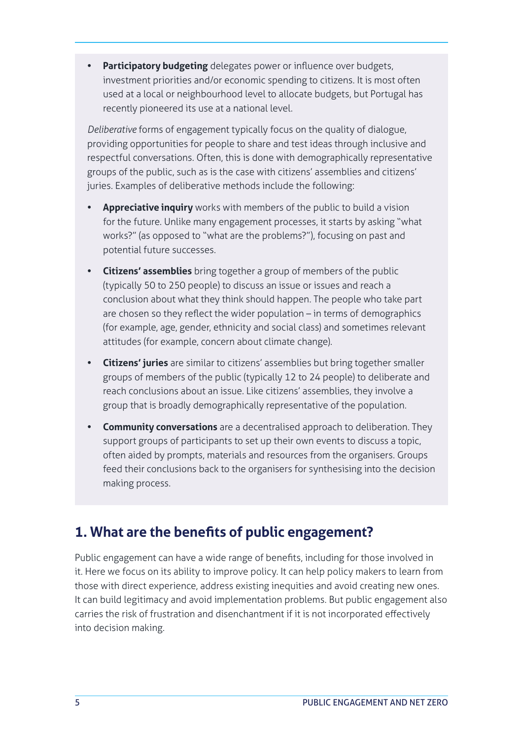- **Participatory budgeting** delegates power or influence over budgets, investment priorities and/or economic spending to citizens. It is most often used at a local or neighbourhood level to allocate budgets, but Portugal has recently pioneered its use at a national level.

*Deliberative* forms of engagement typically focus on the quality of dialogue, providing opportunities for people to share and test ideas through inclusive and respectful conversations. Often, this is done with demographically representative groups of the public, such as is the case with citizens' assemblies and citizens' juries. Examples of deliberative methods include the following:

- **Appreciative inquiry** works with members of the public to build a vision for the future. Unlike many engagement processes, it starts by asking "what works?" (as opposed to "what are the problems?"), focusing on past and potential future successes.
- **Citizens' assemblies** bring together a group of members of the public (typically 50 to 250 people) to discuss an issue or issues and reach a conclusion about what they think should happen. The people who take part are chosen so they reflect the wider population – in terms of demographics (for example, age, gender, ethnicity and social class) and sometimes relevant attitudes (for example, concern about climate change).
- **Citizens' juries** are similar to citizens' assemblies but bring together smaller groups of members of the public (typically 12 to 24 people) to deliberate and reach conclusions about an issue. Like citizens' assemblies, they involve a group that is broadly demographically representative of the population.
- **Community conversations** are a decentralised approach to deliberation. They support groups of participants to set up their own events to discuss a topic, often aided by prompts, materials and resources from the organisers. Groups feed their conclusions back to the organisers for synthesising into the decision making process.

## 1. What are the benefits of public engagement?

Public engagement can have a wide range of benefits, including for those involved in it. Here we focus on its ability to improve policy. It can help policy makers to learn from those with direct experience, address existing inequities and avoid creating new ones. It can build legitimacy and avoid implementation problems. But public engagement also carries the risk of frustration and disenchantment if it is not incorporated effectively into decision making.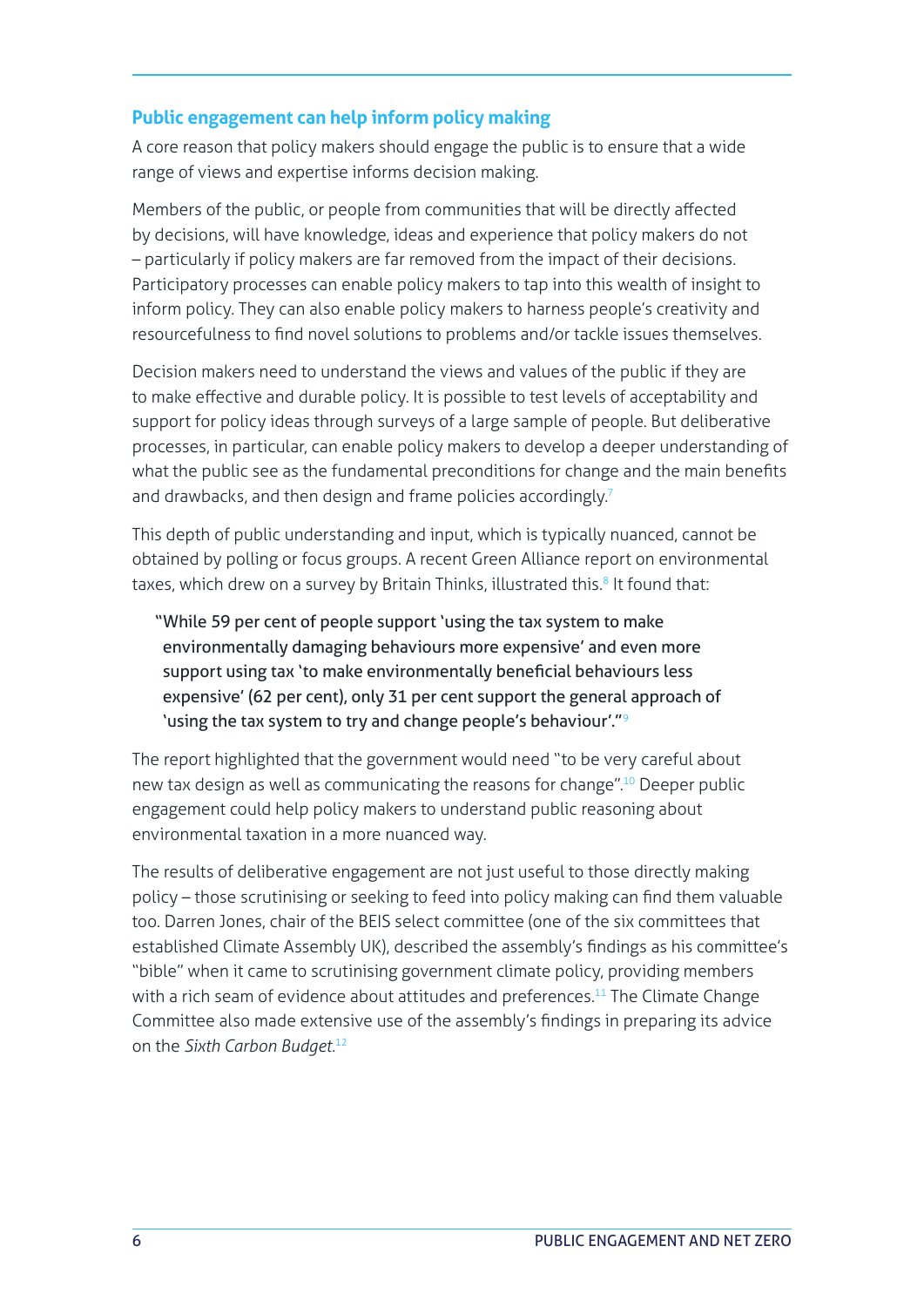## Public engagement can help inform policy making

A core reason that policy makers should engage the public is to ensure that a wide range of views and expertise informs decision making.

Members of the public, or people from communities that will be directly affected by decisions, will have knowledge, ideas and experience that policy makers do not – particularly if policy makers are far removed from the impact of their decisions. Participatory processes can enable policy makers to tap into this wealth of insight to inform policy. They can also enable policy makers to harness people's creativity and resourcefulness to find novel solutions to problems and/or tackle issues themselves.

Decision makers need to understand the views and values of the public if they are to make effective and durable policy. It is possible to test levels of acceptability and support for policy ideas through surveys of a large sample of people. But deliberative processes, in particular, can enable policy makers to develop a deeper understanding of what the public see as the fundamental preconditions for change and the main benefits and drawbacks, and then design and frame policies accordingly.[7]

This depth of public understanding and input, which is typically nuanced, cannot be obtained by polling or focus groups. A recent Green Alliance report on environmental taxes, which drew on a survey by Britain Thinks, illustrated this.[8] It found that:

> "While 59 per cent of people support 'using the tax system to make environmentally damaging behaviours more expensive' and even more support using tax 'to make environmentally beneficial behaviours less expensive' (62 per cent), only 31 per cent support the general approach of 'using the tax system to try and change people's behaviour'."[9]

The report highlighted that the government would need "to be very careful about new tax design as well as communicating the reasons for change".[10] Deeper public engagement could help policy makers to understand public reasoning about environmental taxation in a more nuanced way.

The results of deliberative engagement are not just useful to those directly making policy – those scrutinising or seeking to feed into policy making can find them valuable too. Darren Jones, chair of the BEIS select committee (one of the six committees that established Climate Assembly UK), described the assembly's findings as his committee's "bible" when it came to scrutinising government climate policy, providing members with a rich seam of evidence about attitudes and preferences.[11] The Climate Change Committee also made extensive use of the assembly's findings in preparing its advice on the *Sixth Carbon Budget*.[12]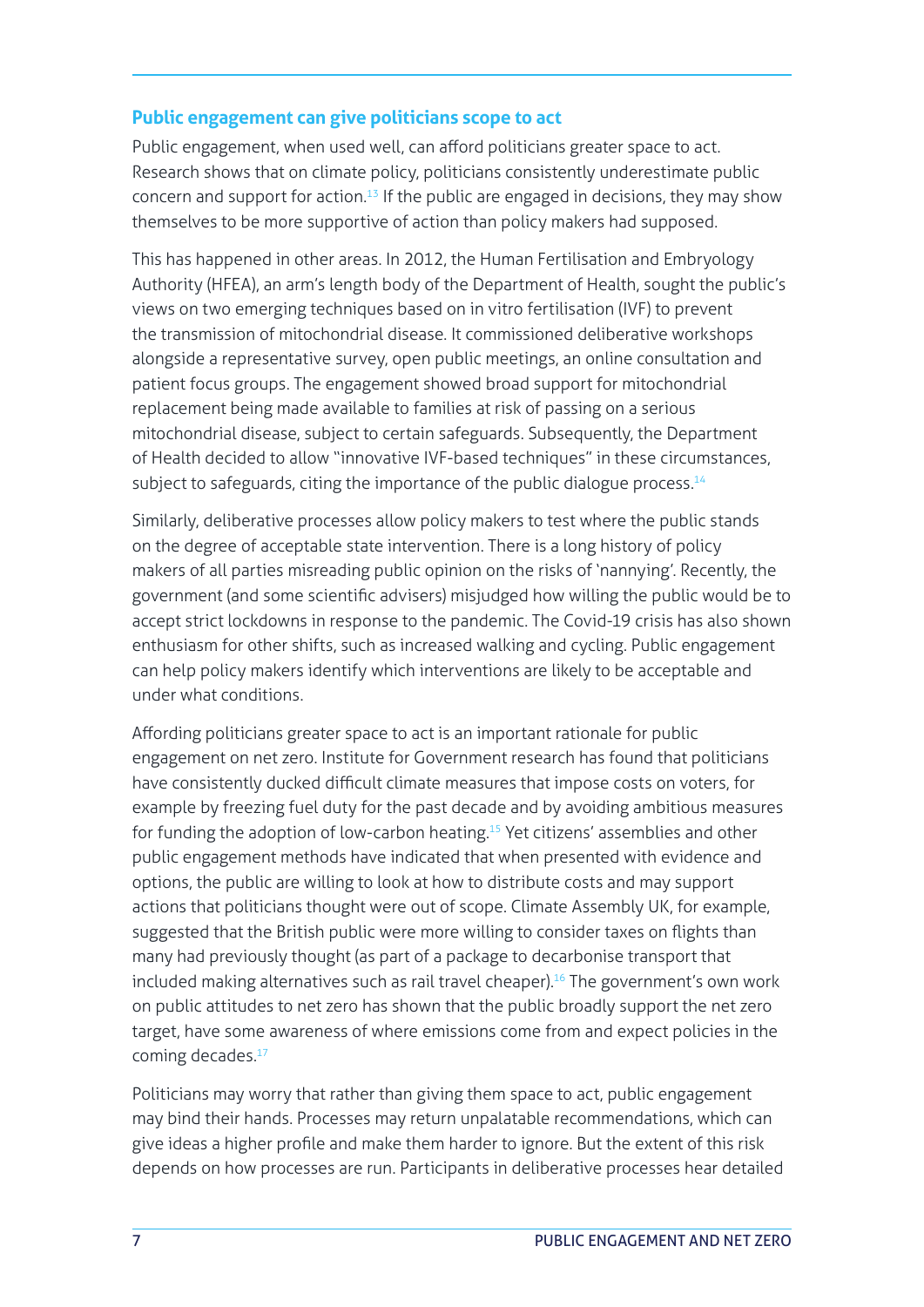## Public engagement can give politicians scope to act

Public engagement, when used well, can afford politicians greater space to act. Research shows that on climate policy, politicians consistently underestimate public concern and support for action.[13] If the public are engaged in decisions, they may show themselves to be more supportive of action than policy makers had supposed.

This has happened in other areas. In 2012, the Human Fertilisation and Embryology Authority (HFEA), an arm's length body of the Department of Health, sought the public's views on two emerging techniques based on in vitro fertilisation (IVF) to prevent the transmission of mitochondrial disease. It commissioned deliberative workshops alongside a representative survey, open public meetings, an online consultation and patient focus groups. The engagement showed broad support for mitochondrial replacement being made available to families at risk of passing on a serious mitochondrial disease, subject to certain safeguards. Subsequently, the Department of Health decided to allow "innovative IVF-based techniques" in these circumstances, subject to safeguards, citing the importance of the public dialogue process.[14]

Similarly, deliberative processes allow policy makers to test where the public stands on the degree of acceptable state intervention. There is a long history of policy makers of all parties misreading public opinion on the risks of 'nannying'. Recently, the government (and some scientific advisers) misjudged how willing the public would be to accept strict lockdowns in response to the pandemic. The Covid-19 crisis has also shown enthusiasm for other shifts, such as increased walking and cycling. Public engagement can help policy makers identify which interventions are likely to be acceptable and under what conditions.

Affording politicians greater space to act is an important rationale for public engagement on net zero. Institute for Government research has found that politicians have consistently ducked difficult climate measures that impose costs on voters, for example by freezing fuel duty for the past decade and by avoiding ambitious measures for funding the adoption of low-carbon heating.[15] Yet citizens' assemblies and other public engagement methods have indicated that when presented with evidence and options, the public are willing to look at how to distribute costs and may support actions that politicians thought were out of scope. Climate Assembly UK, for example, suggested that the British public were more willing to consider taxes on flights than many had previously thought (as part of a package to decarbonise transport that included making alternatives such as rail travel cheaper).[16] The government's own work on public attitudes to net zero has shown that the public broadly support the net zero target, have some awareness of where emissions come from and expect policies in the coming decades.[17]

Politicians may worry that rather than giving them space to act, public engagement may bind their hands. Processes may return unpalatable recommendations, which can give ideas a higher profile and make them harder to ignore. But the extent of this risk depends on how processes are run. Participants in deliberative processes hear detailed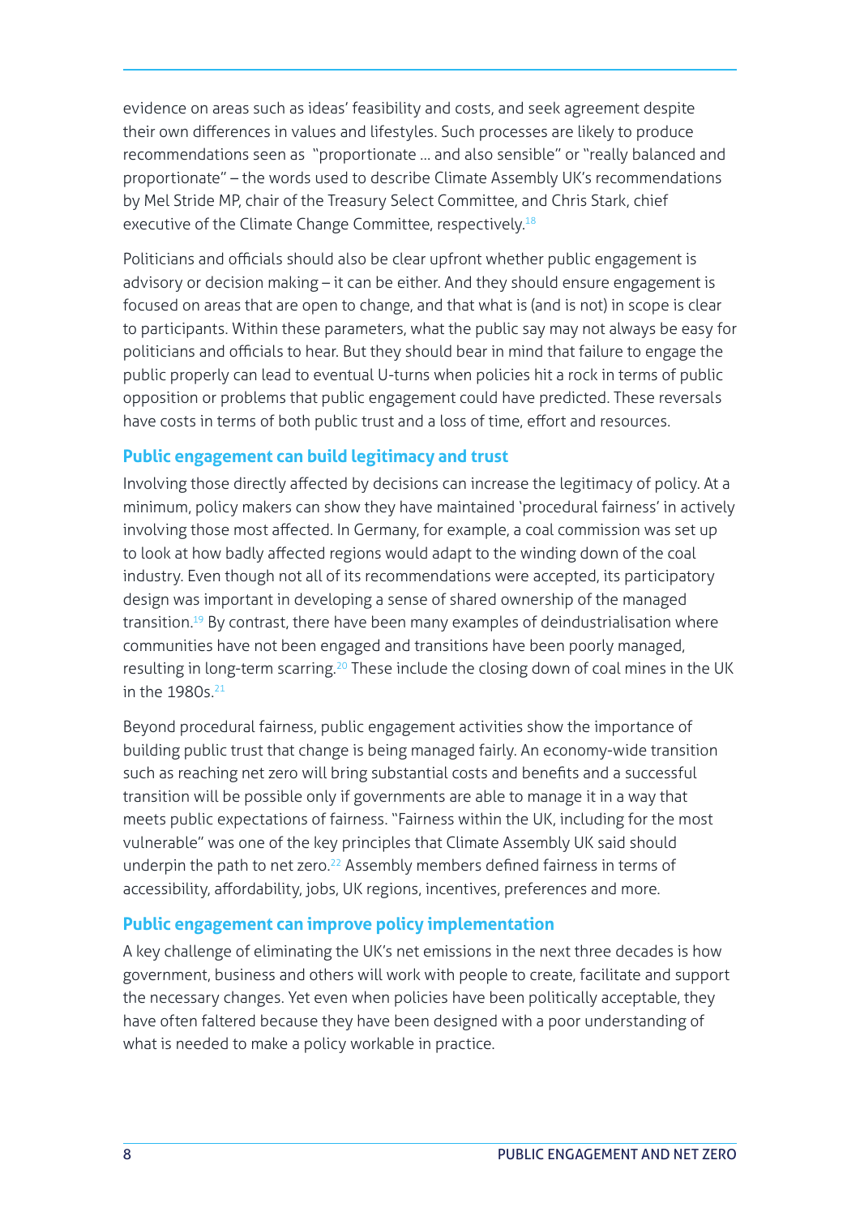evidence on areas such as ideas' feasibility and costs, and seek agreement despite their own differences in values and lifestyles. Such processes are likely to produce recommendations seen as "proportionate … and also sensible" or "really balanced and proportionate" – the words used to describe Climate Assembly UK's recommendations by Mel Stride MP, chair of the Treasury Select Committee, and Chris Stark, chief executive of the Climate Change Committee, respectively.[18]

Politicians and officials should also be clear upfront whether public engagement is advisory or decision making – it can be either. And they should ensure engagement is focused on areas that are open to change, and that what is (and is not) in scope is clear to participants. Within these parameters, what the public say may not always be easy for politicians and officials to hear. But they should bear in mind that failure to engage the public properly can lead to eventual U-turns when policies hit a rock in terms of public opposition or problems that public engagement could have predicted. These reversals have costs in terms of both public trust and a loss of time, effort and resources.

### Public engagement can build legitimacy and trust

Involving those directly affected by decisions can increase the legitimacy of policy. At a minimum, policy makers can show they have maintained 'procedural fairness' in actively involving those most affected. In Germany, for example, a coal commission was set up to look at how badly affected regions would adapt to the winding down of the coal industry. Even though not all of its recommendations were accepted, its participatory design was important in developing a sense of shared ownership of the managed transition.[19] By contrast, there have been many examples of deindustrialisation where communities have not been engaged and transitions have been poorly managed, resulting in long-term scarring.[20] These include the closing down of coal mines in the UK in the 1980s.[21]

Beyond procedural fairness, public engagement activities show the importance of building public trust that change is being managed fairly. An economy-wide transition such as reaching net zero will bring substantial costs and benefits and a successful transition will be possible only if governments are able to manage it in a way that meets public expectations of fairness. "Fairness within the UK, including for the most vulnerable" was one of the key principles that Climate Assembly UK said should underpin the path to net zero.[22] Assembly members defined fairness in terms of accessibility, affordability, jobs, UK regions, incentives, preferences and more.

### Public engagement can improve policy implementation

A key challenge of eliminating the UK's net emissions in the next three decades is how government, business and others will work with people to create, facilitate and support the necessary changes. Yet even when policies have been politically acceptable, they have often faltered because they have been designed with a poor understanding of what is needed to make a policy workable in practice.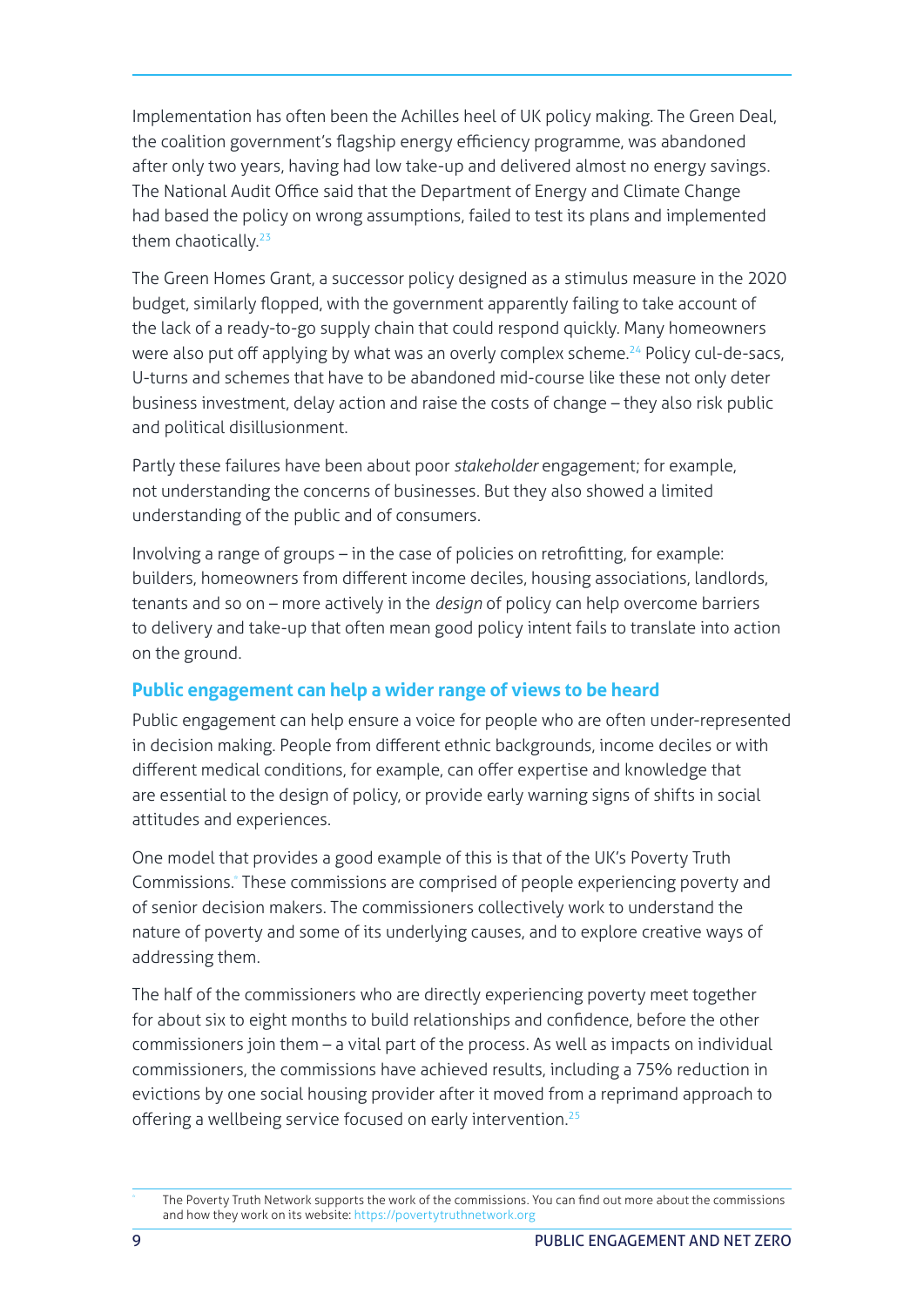Implementation has often been the Achilles heel of UK policy making. The Green Deal, the coalition government's flagship energy efficiency programme, was abandoned after only two years, having had low take-up and delivered almost no energy savings. The National Audit Office said that the Department of Energy and Climate Change had based the policy on wrong assumptions, failed to test its plans and implemented them chaotically.[23]

The Green Homes Grant, a successor policy designed as a stimulus measure in the 2020 budget, similarly flopped, with the government apparently failing to take account of the lack of a ready-to-go supply chain that could respond quickly. Many homeowners were also put off applying by what was an overly complex scheme.[24] Policy cul-de-sacs, U-turns and schemes that have to be abandoned mid-course like these not only deter business investment, delay action and raise the costs of change – they also risk public and political disillusionment.

Partly these failures have been about poor *stakeholder* engagement; for example, not understanding the concerns of businesses. But they also showed a limited understanding of the public and of consumers.

Involving a range of groups – in the case of policies on retrofitting, for example: builders, homeowners from different income deciles, housing associations, landlords, tenants and so on – more actively in the *design* of policy can help overcome barriers to delivery and take-up that often mean good policy intent fails to translate into action on the ground.

### Public engagement can help a wider range of views to be heard

Public engagement can help ensure a voice for people who are often under-represented in decision making. People from different ethnic backgrounds, income deciles or with different medical conditions, for example, can offer expertise and knowledge that are essential to the design of policy, or provide early warning signs of shifts in social attitudes and experiences.

One model that provides a good example of this is that of the UK's Poverty Truth Commissions.[*] These commissions are comprised of people experiencing poverty and of senior decision makers. The commissioners collectively work to understand the nature of poverty and some of its underlying causes, and to explore creative ways of addressing them.

The half of the commissioners who are directly experiencing poverty meet together for about six to eight months to build relationships and confidence, before the other commissioners join them – a vital part of the process. As well as impacts on individual commissioners, the commissions have achieved results, including a 75% reduction in evictions by one social housing provider after it moved from a reprimand approach to offering a wellbeing service focused on early intervention.[25]

---

[*] The Poverty Truth Network supports the work of the commissions. You can find out more about the commissions and how they work on its website: https://povertytruthnetwork.org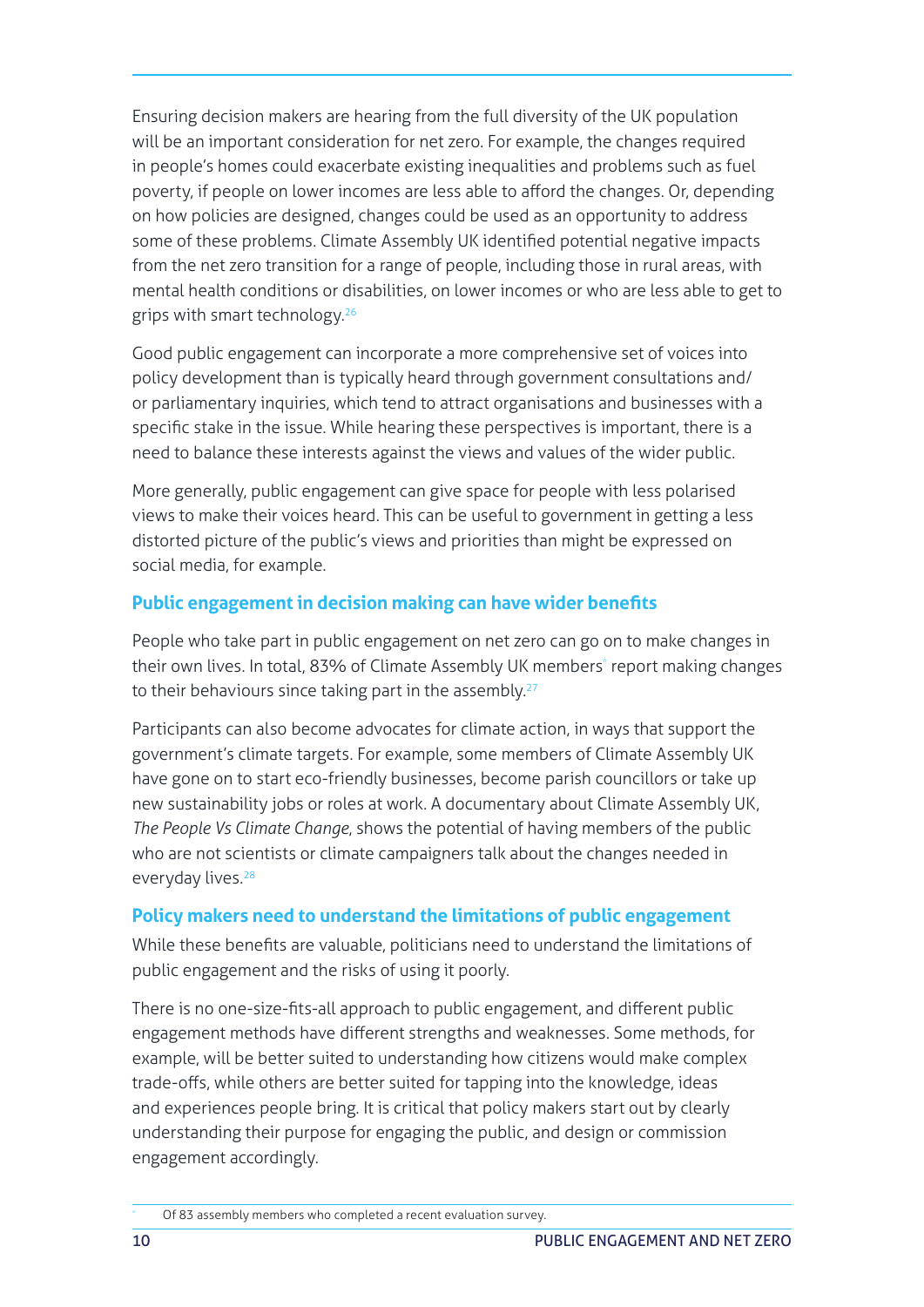Ensuring decision makers are hearing from the full diversity of the UK population will be an important consideration for net zero. For example, the changes required in people's homes could exacerbate existing inequalities and problems such as fuel poverty, if people on lower incomes are less able to afford the changes. Or, depending on how policies are designed, changes could be used as an opportunity to address some of these problems. Climate Assembly UK identified potential negative impacts from the net zero transition for a range of people, including those in rural areas, with mental health conditions or disabilities, on lower incomes or who are less able to get to grips with smart technology.[26]

Good public engagement can incorporate a more comprehensive set of voices into policy development than is typically heard through government consultations and/or parliamentary inquiries, which tend to attract organisations and businesses with a specific stake in the issue. While hearing these perspectives is important, there is a need to balance these interests against the views and values of the wider public.

More generally, public engagement can give space for people with less polarised views to make their voices heard. This can be useful to government in getting a less distorted picture of the public's views and priorities than might be expressed on social media, for example.

### Public engagement in decision making can have wider benefits

People who take part in public engagement on net zero can go on to make changes in their own lives. In total, 83% of Climate Assembly UK members[*] report making changes to their behaviours since taking part in the assembly.[27]

Participants can also become advocates for climate action, in ways that support the government's climate targets. For example, some members of Climate Assembly UK have gone on to start eco-friendly businesses, become parish councillors or take up new sustainability jobs or roles at work. A documentary about Climate Assembly UK, *The People Vs Climate Change*, shows the potential of having members of the public who are not scientists or climate campaigners talk about the changes needed in everyday lives.[28]

### Policy makers need to understand the limitations of public engagement

While these benefits are valuable, politicians need to understand the limitations of public engagement and the risks of using it poorly.

There is no one-size-fits-all approach to public engagement, and different public engagement methods have different strengths and weaknesses. Some methods, for example, will be better suited to understanding how citizens would make complex trade-offs, while others are better suited for tapping into the knowledge, ideas and experiences people bring. It is critical that policy makers start out by clearly understanding their purpose for engaging the public, and design or commission engagement accordingly.

[*] Of 83 assembly members who completed a recent evaluation survey.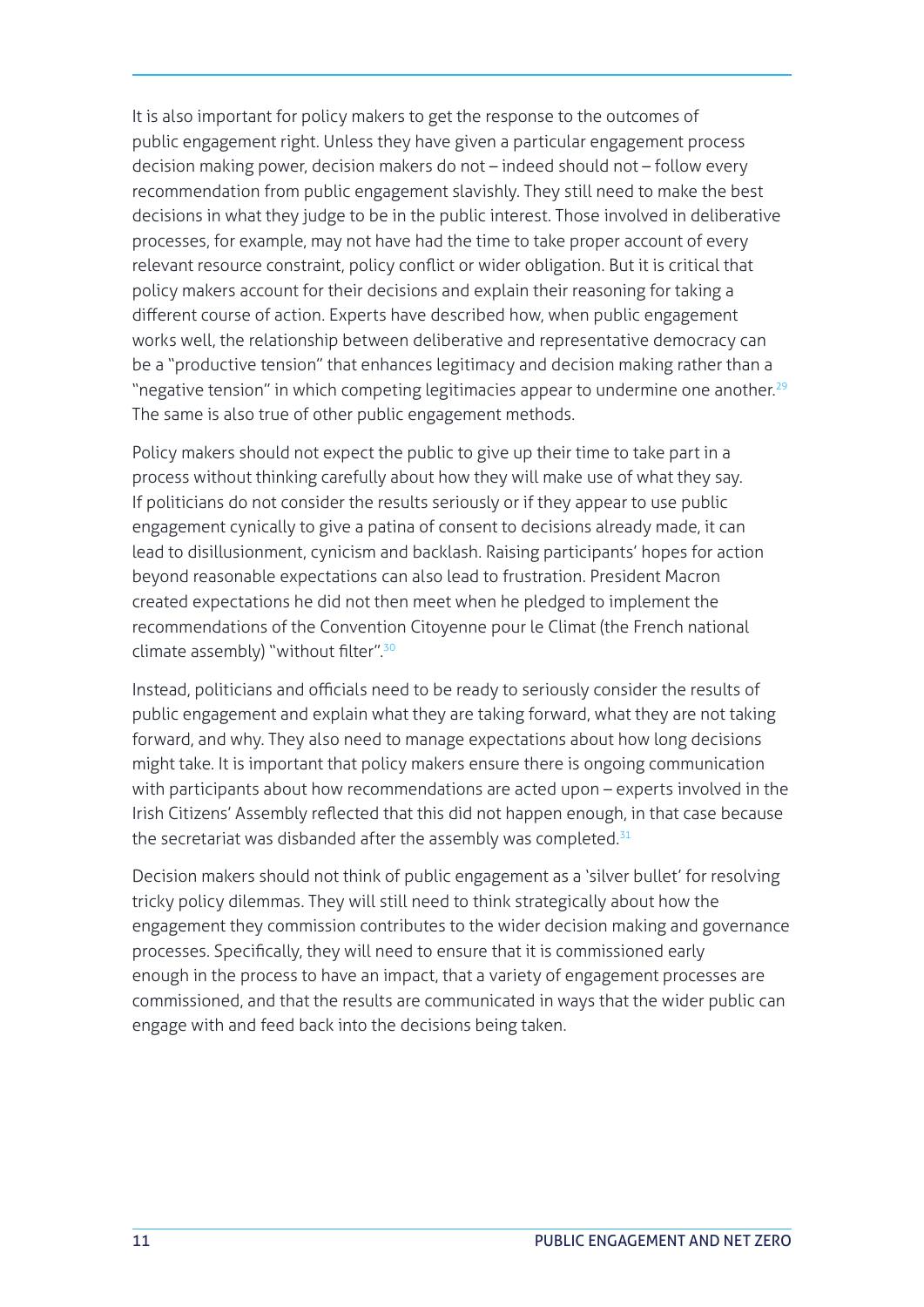It is also important for policy makers to get the response to the outcomes of public engagement right. Unless they have given a particular engagement process decision making power, decision makers do not – indeed should not – follow every recommendation from public engagement slavishly. They still need to make the best decisions in what they judge to be in the public interest. Those involved in deliberative processes, for example, may not have had the time to take proper account of every relevant resource constraint, policy conflict or wider obligation. But it is critical that policy makers account for their decisions and explain their reasoning for taking a different course of action. Experts have described how, when public engagement works well, the relationship between deliberative and representative democracy can be a "productive tension" that enhances legitimacy and decision making rather than a "negative tension" in which competing legitimacies appear to undermine one another.[29] The same is also true of other public engagement methods.

Policy makers should not expect the public to give up their time to take part in a process without thinking carefully about how they will make use of what they say. If politicians do not consider the results seriously or if they appear to use public engagement cynically to give a patina of consent to decisions already made, it can lead to disillusionment, cynicism and backlash. Raising participants' hopes for action beyond reasonable expectations can also lead to frustration. President Macron created expectations he did not then meet when he pledged to implement the recommendations of the Convention Citoyenne pour le Climat (the French national climate assembly) "without filter".[30]

Instead, politicians and officials need to be ready to seriously consider the results of public engagement and explain what they are taking forward, what they are not taking forward, and why. They also need to manage expectations about how long decisions might take. It is important that policy makers ensure there is ongoing communication with participants about how recommendations are acted upon – experts involved in the Irish Citizens' Assembly reflected that this did not happen enough, in that case because the secretariat was disbanded after the assembly was completed.[31]

Decision makers should not think of public engagement as a 'silver bullet' for resolving tricky policy dilemmas. They will still need to think strategically about how the engagement they commission contributes to the wider decision making and governance processes. Specifically, they will need to ensure that it is commissioned early enough in the process to have an impact, that a variety of engagement processes are commissioned, and that the results are communicated in ways that the wider public can engage with and feed back into the decisions being taken.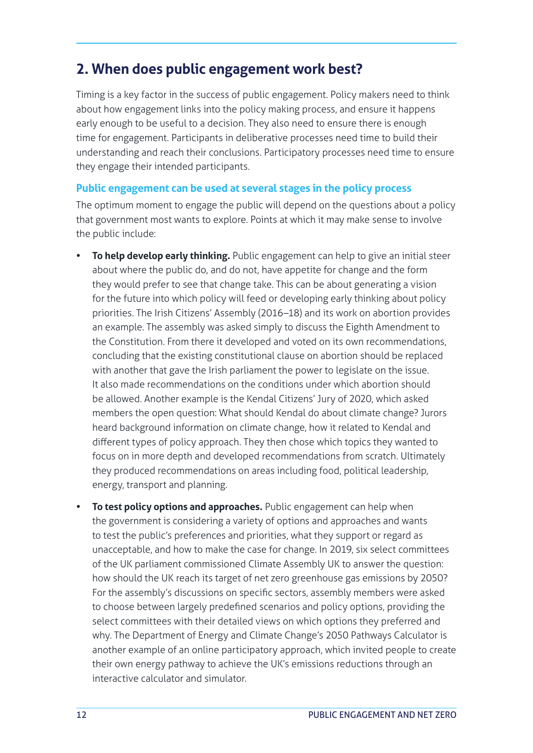## 2. When does public engagement work best?

Timing is a key factor in the success of public engagement. Policy makers need to think about how engagement links into the policy making process, and ensure it happens early enough to be useful to a decision. They also need to ensure there is enough time for engagement. Participants in deliberative processes need time to build their understanding and reach their conclusions. Participatory processes need time to ensure they engage their intended participants.

### Public engagement can be used at several stages in the policy process

The optimum moment to engage the public will depend on the questions about a policy that government most wants to explore. Points at which it may make sense to involve the public include:

- **To help develop early thinking.** Public engagement can help to give an initial steer about where the public do, and do not, have appetite for change and the form they would prefer to see that change take. This can be about generating a vision for the future into which policy will feed or developing early thinking about policy priorities. The Irish Citizens' Assembly (2016–18) and its work on abortion provides an example. The assembly was asked simply to discuss the Eighth Amendment to the Constitution. From there it developed and voted on its own recommendations, concluding that the existing constitutional clause on abortion should be replaced with another that gave the Irish parliament the power to legislate on the issue. It also made recommendations on the conditions under which abortion should be allowed. Another example is the Kendal Citizens' Jury of 2020, which asked members the open question: What should Kendal do about climate change? Jurors heard background information on climate change, how it related to Kendal and different types of policy approach. They then chose which topics they wanted to focus on in more depth and developed recommendations from scratch. Ultimately they produced recommendations on areas including food, political leadership, energy, transport and planning.
- **To test policy options and approaches.** Public engagement can help when the government is considering a variety of options and approaches and wants to test the public's preferences and priorities, what they support or regard as unacceptable, and how to make the case for change. In 2019, six select committees of the UK parliament commissioned Climate Assembly UK to answer the question: how should the UK reach its target of net zero greenhouse gas emissions by 2050? For the assembly's discussions on specific sectors, assembly members were asked to choose between largely predefined scenarios and policy options, providing the select committees with their detailed views on which options they preferred and why. The Department of Energy and Climate Change's 2050 Pathways Calculator is another example of an online participatory approach, which invited people to create their own energy pathway to achieve the UK's emissions reductions through an interactive calculator and simulator.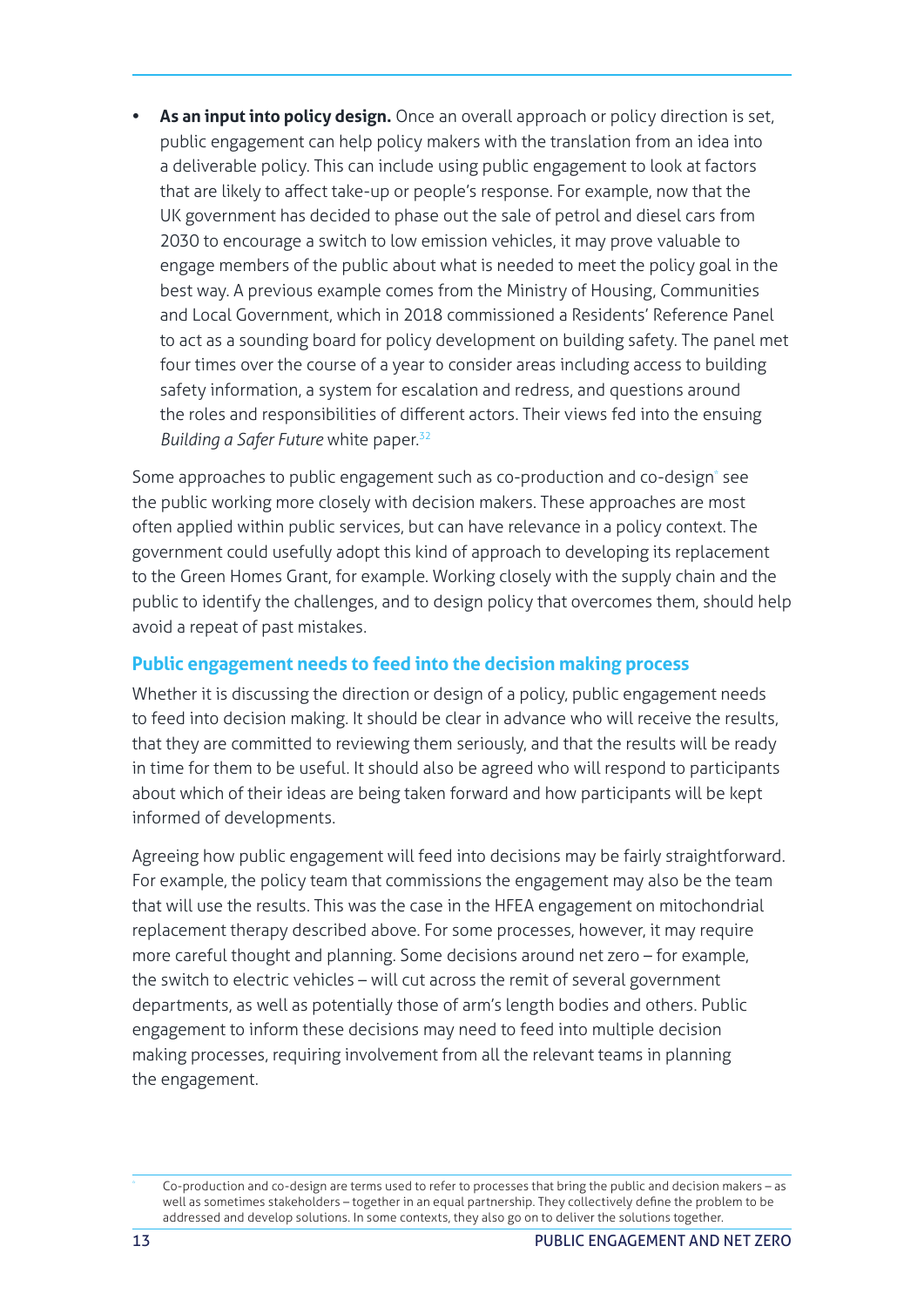- **As an input into policy design.** Once an overall approach or policy direction is set, public engagement can help policy makers with the translation from an idea into a deliverable policy. This can include using public engagement to look at factors that are likely to affect take-up or people's response. For example, now that the UK government has decided to phase out the sale of petrol and diesel cars from 2030 to encourage a switch to low emission vehicles, it may prove valuable to engage members of the public about what is needed to meet the policy goal in the best way. A previous example comes from the Ministry of Housing, Communities and Local Government, which in 2018 commissioned a Residents' Reference Panel to act as a sounding board for policy development on building safety. The panel met four times over the course of a year to consider areas including access to building safety information, a system for escalation and redress, and questions around the roles and responsibilities of different actors. Their views fed into the ensuing *Building a Safer Future* white paper.[32]

Some approaches to public engagement such as co-production and co-design[*] see the public working more closely with decision makers. These approaches are most often applied within public services, but can have relevance in a policy context. The government could usefully adopt this kind of approach to developing its replacement to the Green Homes Grant, for example. Working closely with the supply chain and the public to identify the challenges, and to design policy that overcomes them, should help avoid a repeat of past mistakes.

### Public engagement needs to feed into the decision making process

Whether it is discussing the direction or design of a policy, public engagement needs to feed into decision making. It should be clear in advance who will receive the results, that they are committed to reviewing them seriously, and that the results will be ready in time for them to be useful. It should also be agreed who will respond to participants about which of their ideas are being taken forward and how participants will be kept informed of developments.

Agreeing how public engagement will feed into decisions may be fairly straightforward. For example, the policy team that commissions the engagement may also be the team that will use the results. This was the case in the HFEA engagement on mitochondrial replacement therapy described above. For some processes, however, it may require more careful thought and planning. Some decisions around net zero – for example, the switch to electric vehicles – will cut across the remit of several government departments, as well as potentially those of arm's length bodies and others. Public engagement to inform these decisions may need to feed into multiple decision making processes, requiring involvement from all the relevant teams in planning the engagement.

[*] Co-production and co-design are terms used to refer to processes that bring the public and decision makers – as well as sometimes stakeholders – together in an equal partnership. They collectively define the problem to be addressed and develop solutions. In some contexts, they also go on to deliver the solutions together.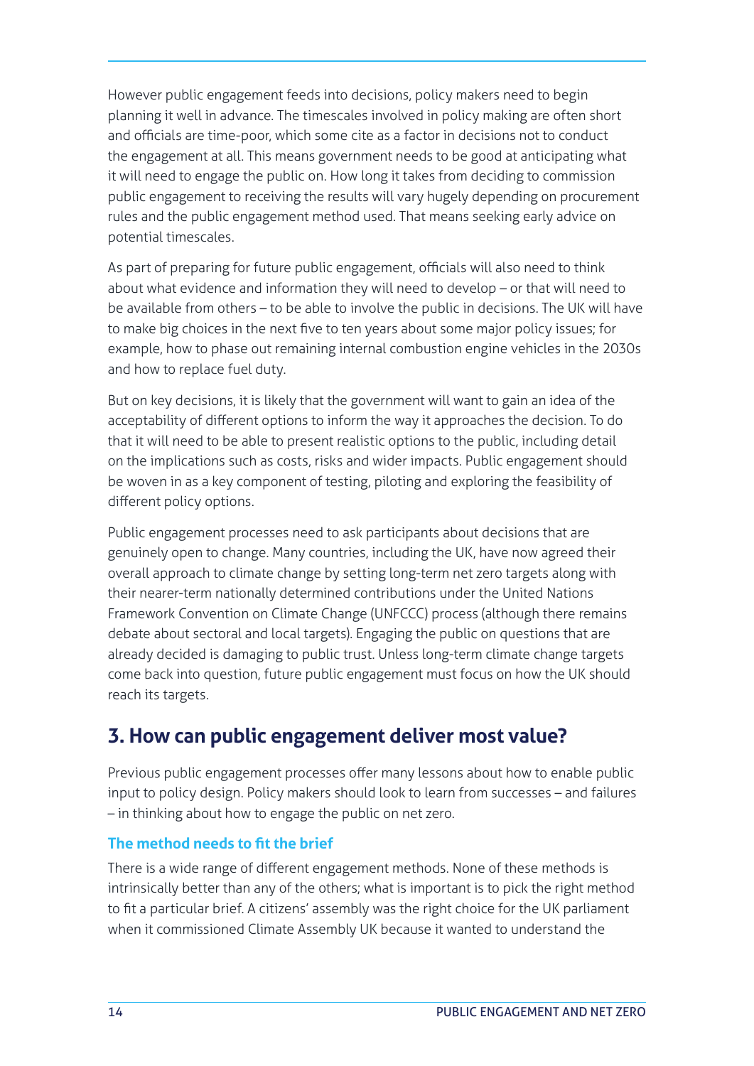However public engagement feeds into decisions, policy makers need to begin planning it well in advance. The timescales involved in policy making are often short and officials are time-poor, which some cite as a factor in decisions not to conduct the engagement at all. This means government needs to be good at anticipating what it will need to engage the public on. How long it takes from deciding to commission public engagement to receiving the results will vary hugely depending on procurement rules and the public engagement method used. That means seeking early advice on potential timescales.

As part of preparing for future public engagement, officials will also need to think about what evidence and information they will need to develop – or that will need to be available from others – to be able to involve the public in decisions. The UK will have to make big choices in the next five to ten years about some major policy issues; for example, how to phase out remaining internal combustion engine vehicles in the 2030s and how to replace fuel duty.

But on key decisions, it is likely that the government will want to gain an idea of the acceptability of different options to inform the way it approaches the decision. To do that it will need to be able to present realistic options to the public, including detail on the implications such as costs, risks and wider impacts. Public engagement should be woven in as a key component of testing, piloting and exploring the feasibility of different policy options.

Public engagement processes need to ask participants about decisions that are genuinely open to change. Many countries, including the UK, have now agreed their overall approach to climate change by setting long-term net zero targets along with their nearer-term nationally determined contributions under the United Nations Framework Convention on Climate Change (UNFCCC) process (although there remains debate about sectoral and local targets). Engaging the public on questions that are already decided is damaging to public trust. Unless long-term climate change targets come back into question, future public engagement must focus on how the UK should reach its targets.

## 3. How can public engagement deliver most value?

Previous public engagement processes offer many lessons about how to enable public input to policy design. Policy makers should look to learn from successes – and failures – in thinking about how to engage the public on net zero.

### The method needs to fit the brief

There is a wide range of different engagement methods. None of these methods is intrinsically better than any of the others; what is important is to pick the right method to fit a particular brief. A citizens' assembly was the right choice for the UK parliament when it commissioned Climate Assembly UK because it wanted to understand the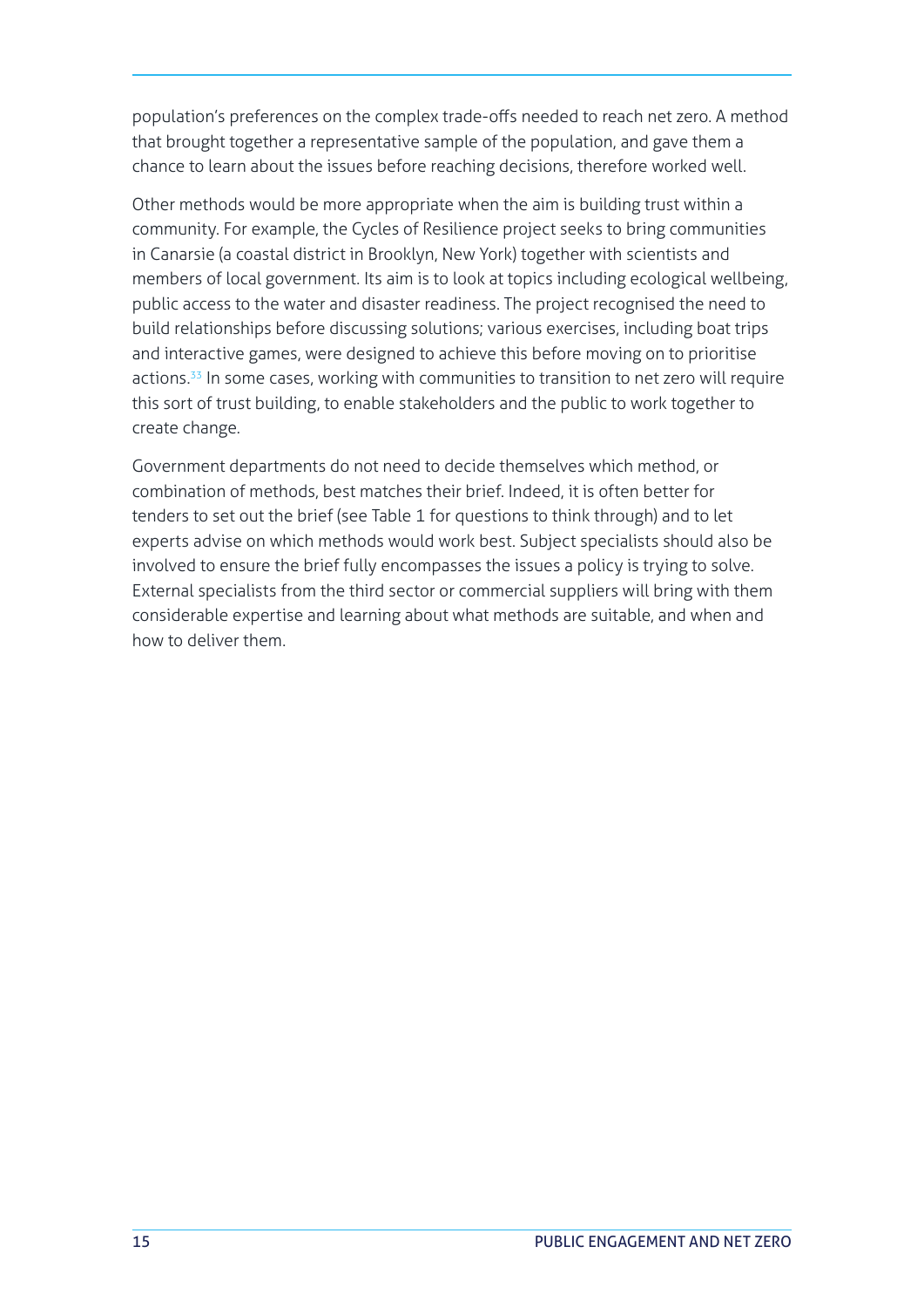population's preferences on the complex trade-offs needed to reach net zero. A method that brought together a representative sample of the population, and gave them a chance to learn about the issues before reaching decisions, therefore worked well.

Other methods would be more appropriate when the aim is building trust within a community. For example, the Cycles of Resilience project seeks to bring communities in Canarsie (a coastal district in Brooklyn, New York) together with scientists and members of local government. Its aim is to look at topics including ecological wellbeing, public access to the water and disaster readiness. The project recognised the need to build relationships before discussing solutions; various exercises, including boat trips and interactive games, were designed to achieve this before moving on to prioritise actions.[33] In some cases, working with communities to transition to net zero will require this sort of trust building, to enable stakeholders and the public to work together to create change.

Government departments do not need to decide themselves which method, or combination of methods, best matches their brief. Indeed, it is often better for tenders to set out the brief (see Table 1 for questions to think through) and to let experts advise on which methods would work best. Subject specialists should also be involved to ensure the brief fully encompasses the issues a policy is trying to solve. External specialists from the third sector or commercial suppliers will bring with them considerable expertise and learning about what methods are suitable, and when and how to deliver them.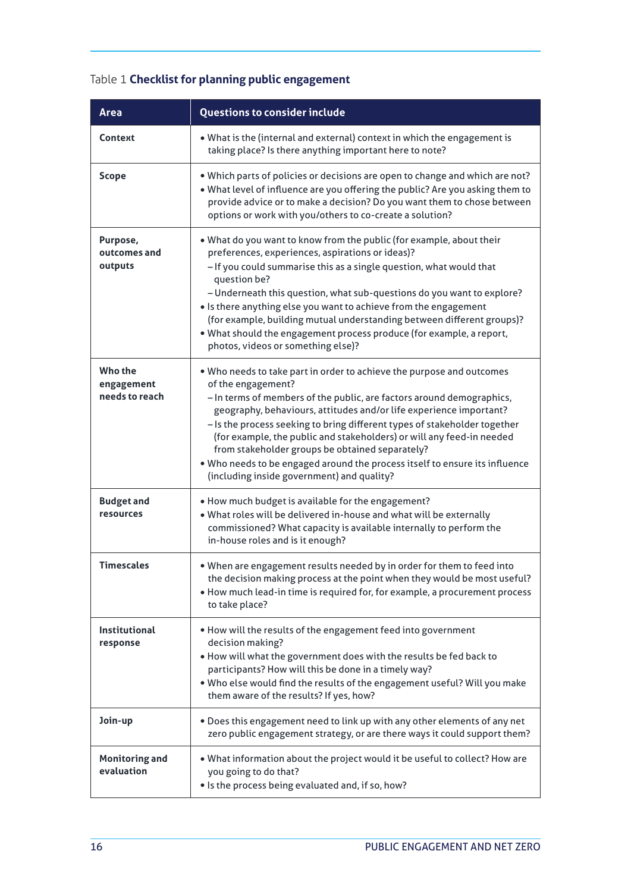Table 1 **Checklist for planning public engagement**

| Area | Questions to consider include |
| --- | --- |
| **Context** | • What is the (internal and external) context in which the engagement is taking place? Is there anything important here to note? |
| **Scope** | • Which parts of policies or decisions are open to change and which are not?<br>• What level of influence are you offering the public? Are you asking them to provide advice or to make a decision? Do you want them to chose between options or work with you/others to co-create a solution? |
| **Purpose, outcomes and outputs** | • What do you want to know from the public (for example, about their preferences, experiences, aspirations or ideas)?<br>– If you could summarise this as a single question, what would that question be?<br>– Underneath this question, what sub-questions do you want to explore?<br>• Is there anything else you want to achieve from the engagement (for example, building mutual understanding between different groups)?<br>• What should the engagement process produce (for example, a report, photos, videos or something else)? |
| **Who the engagement needs to reach** | • Who needs to take part in order to achieve the purpose and outcomes of the engagement?<br>– In terms of members of the public, are factors around demographics, geography, behaviours, attitudes and/or life experience important?<br>– Is the process seeking to bring different types of stakeholder together (for example, the public and stakeholders) or will any feed-in needed from stakeholder groups be obtained separately?<br>• Who needs to be engaged around the process itself to ensure its influence (including inside government) and quality? |
| **Budget and resources** | • How much budget is available for the engagement?<br>• What roles will be delivered in-house and what will be externally commissioned? What capacity is available internally to perform the in-house roles and is it enough? |
| **Timescales** | • When are engagement results needed by in order for them to feed into the decision making process at the point when they would be most useful?<br>• How much lead-in time is required for, for example, a procurement process to take place? |
| **Institutional response** | • How will the results of the engagement feed into government decision making?<br>• How will what the government does with the results be fed back to participants? How will this be done in a timely way?<br>• Who else would find the results of the engagement useful? Will you make them aware of the results? If yes, how? |
| **Join-up** | • Does this engagement need to link up with any other elements of any net zero public engagement strategy, or are there ways it could support them? |
| **Monitoring and evaluation** | • What information about the project would it be useful to collect? How are you going to do that?<br>• Is the process being evaluated and, if so, how? |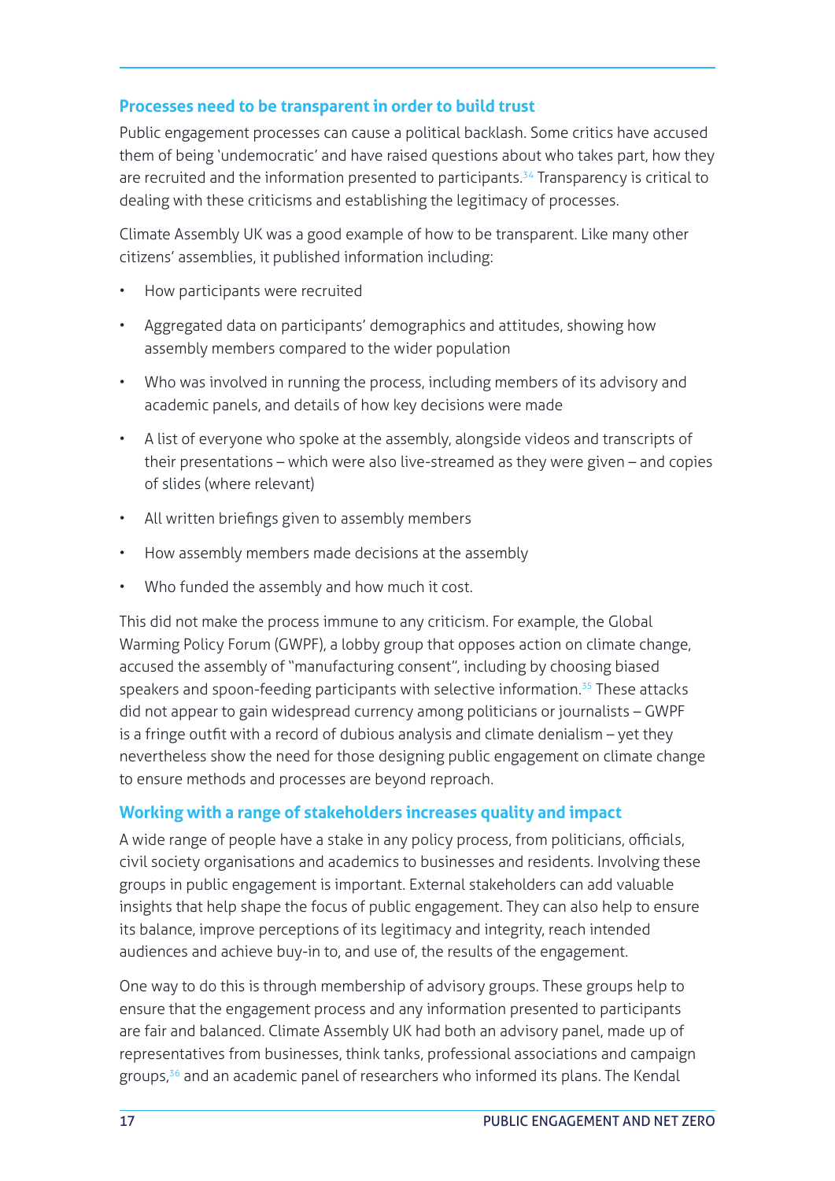### Processes need to be transparent in order to build trust

Public engagement processes can cause a political backlash. Some critics have accused them of being 'undemocratic' and have raised questions about who takes part, how they are recruited and the information presented to participants.[34] Transparency is critical to dealing with these criticisms and establishing the legitimacy of processes.

Climate Assembly UK was a good example of how to be transparent. Like many other citizens' assemblies, it published information including:

- How participants were recruited
- Aggregated data on participants' demographics and attitudes, showing how assembly members compared to the wider population
- Who was involved in running the process, including members of its advisory and academic panels, and details of how key decisions were made
- A list of everyone who spoke at the assembly, alongside videos and transcripts of their presentations – which were also live-streamed as they were given – and copies of slides (where relevant)
- All written briefings given to assembly members
- How assembly members made decisions at the assembly
- Who funded the assembly and how much it cost.

This did not make the process immune to any criticism. For example, the Global Warming Policy Forum (GWPF), a lobby group that opposes action on climate change, accused the assembly of "manufacturing consent", including by choosing biased speakers and spoon-feeding participants with selective information.[35] These attacks did not appear to gain widespread currency among politicians or journalists – GWPF is a fringe outfit with a record of dubious analysis and climate denialism – yet they nevertheless show the need for those designing public engagement on climate change to ensure methods and processes are beyond reproach.

### Working with a range of stakeholders increases quality and impact

A wide range of people have a stake in any policy process, from politicians, officials, civil society organisations and academics to businesses and residents. Involving these groups in public engagement is important. External stakeholders can add valuable insights that help shape the focus of public engagement. They can also help to ensure its balance, improve perceptions of its legitimacy and integrity, reach intended audiences and achieve buy-in to, and use of, the results of the engagement.

One way to do this is through membership of advisory groups. These groups help to ensure that the engagement process and any information presented to participants are fair and balanced. Climate Assembly UK had both an advisory panel, made up of representatives from businesses, think tanks, professional associations and campaign groups,[36] and an academic panel of researchers who informed its plans. The Kendal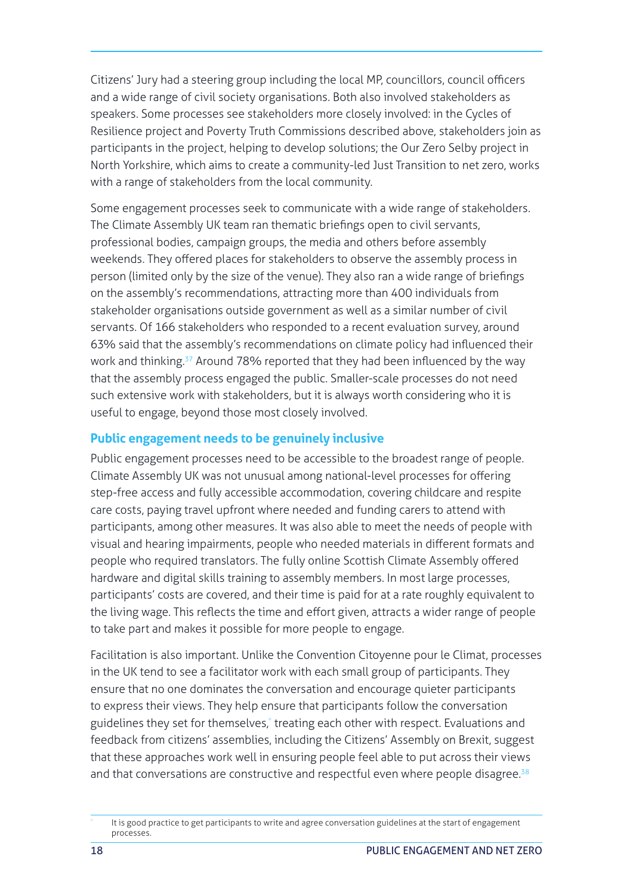Citizens' Jury had a steering group including the local MP, councillors, council officers and a wide range of civil society organisations. Both also involved stakeholders as speakers. Some processes see stakeholders more closely involved: in the Cycles of Resilience project and Poverty Truth Commissions described above, stakeholders join as participants in the project, helping to develop solutions; the Our Zero Selby project in North Yorkshire, which aims to create a community-led Just Transition to net zero, works with a range of stakeholders from the local community.

Some engagement processes seek to communicate with a wide range of stakeholders. The Climate Assembly UK team ran thematic briefings open to civil servants, professional bodies, campaign groups, the media and others before assembly weekends. They offered places for stakeholders to observe the assembly process in person (limited only by the size of the venue). They also ran a wide range of briefings on the assembly's recommendations, attracting more than 400 individuals from stakeholder organisations outside government as well as a similar number of civil servants. Of 166 stakeholders who responded to a recent evaluation survey, around 63% said that the assembly's recommendations on climate policy had influenced their work and thinking.[37] Around 78% reported that they had been influenced by the way that the assembly process engaged the public. Smaller-scale processes do not need such extensive work with stakeholders, but it is always worth considering who it is useful to engage, beyond those most closely involved.

### Public engagement needs to be genuinely inclusive

Public engagement processes need to be accessible to the broadest range of people. Climate Assembly UK was not unusual among national-level processes for offering step-free access and fully accessible accommodation, covering childcare and respite care costs, paying travel upfront where needed and funding carers to attend with participants, among other measures. It was also able to meet the needs of people with visual and hearing impairments, people who needed materials in different formats and people who required translators. The fully online Scottish Climate Assembly offered hardware and digital skills training to assembly members. In most large processes, participants' costs are covered, and their time is paid for at a rate roughly equivalent to the living wage. This reflects the time and effort given, attracts a wider range of people to take part and makes it possible for more people to engage.

Facilitation is also important. Unlike the Convention Citoyenne pour le Climat, processes in the UK tend to see a facilitator work with each small group of participants. They ensure that no one dominates the conversation and encourage quieter participants to express their views. They help ensure that participants follow the conversation guidelines they set for themselves,[*] treating each other with respect. Evaluations and feedback from citizens' assemblies, including the Citizens' Assembly on Brexit, suggest that these approaches work well in ensuring people feel able to put across their views and that conversations are constructive and respectful even where people disagree.[38]

[*] It is good practice to get participants to write and agree conversation guidelines at the start of engagement processes.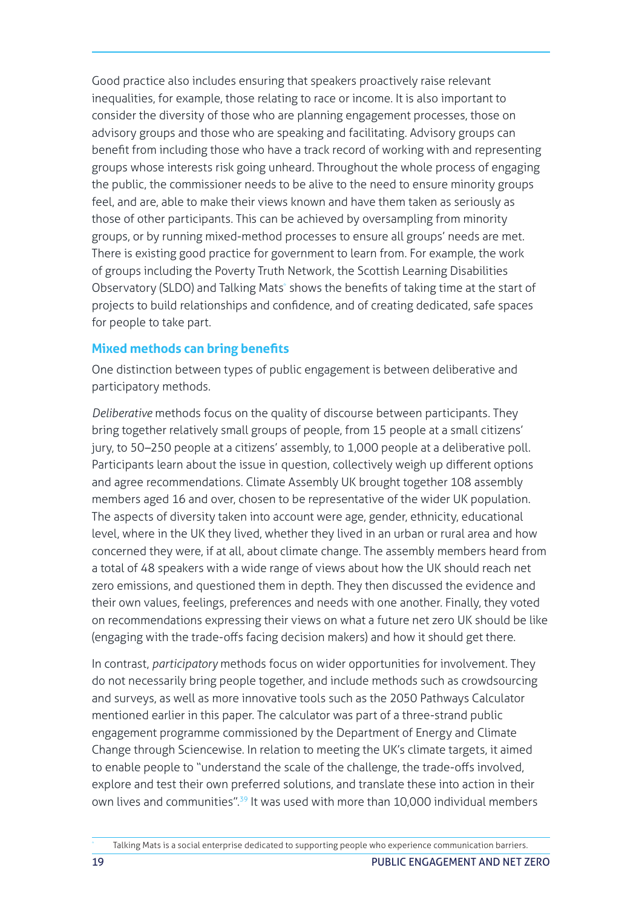Good practice also includes ensuring that speakers proactively raise relevant inequalities, for example, those relating to race or income. It is also important to consider the diversity of those who are planning engagement processes, those on advisory groups and those who are speaking and facilitating. Advisory groups can benefit from including those who have a track record of working with and representing groups whose interests risk going unheard. Throughout the whole process of engaging the public, the commissioner needs to be alive to the need to ensure minority groups feel, and are, able to make their views known and have them taken as seriously as those of other participants. This can be achieved by oversampling from minority groups, or by running mixed-method processes to ensure all groups' needs are met. There is existing good practice for government to learn from. For example, the work of groups including the Poverty Truth Network, the Scottish Learning Disabilities Observatory (SLDO) and Talking Mats[*] shows the benefits of taking time at the start of projects to build relationships and confidence, and of creating dedicated, safe spaces for people to take part.

### Mixed methods can bring benefits

One distinction between types of public engagement is between deliberative and participatory methods.

*Deliberative* methods focus on the quality of discourse between participants. They bring together relatively small groups of people, from 15 people at a small citizens' jury, to 50–250 people at a citizens' assembly, to 1,000 people at a deliberative poll. Participants learn about the issue in question, collectively weigh up different options and agree recommendations. Climate Assembly UK brought together 108 assembly members aged 16 and over, chosen to be representative of the wider UK population. The aspects of diversity taken into account were age, gender, ethnicity, educational level, where in the UK they lived, whether they lived in an urban or rural area and how concerned they were, if at all, about climate change. The assembly members heard from a total of 48 speakers with a wide range of views about how the UK should reach net zero emissions, and questioned them in depth. They then discussed the evidence and their own values, feelings, preferences and needs with one another. Finally, they voted on recommendations expressing their views on what a future net zero UK should be like (engaging with the trade-offs facing decision makers) and how it should get there.

In contrast, *participatory* methods focus on wider opportunities for involvement. They do not necessarily bring people together, and include methods such as crowdsourcing and surveys, as well as more innovative tools such as the 2050 Pathways Calculator mentioned earlier in this paper. The calculator was part of a three-strand public engagement programme commissioned by the Department of Energy and Climate Change through Sciencewise. In relation to meeting the UK's climate targets, it aimed to enable people to "understand the scale of the challenge, the trade-offs involved, explore and test their own preferred solutions, and translate these into action in their own lives and communities".[39] It was used with more than 10,000 individual members

[*] Talking Mats is a social enterprise dedicated to supporting people who experience communication barriers.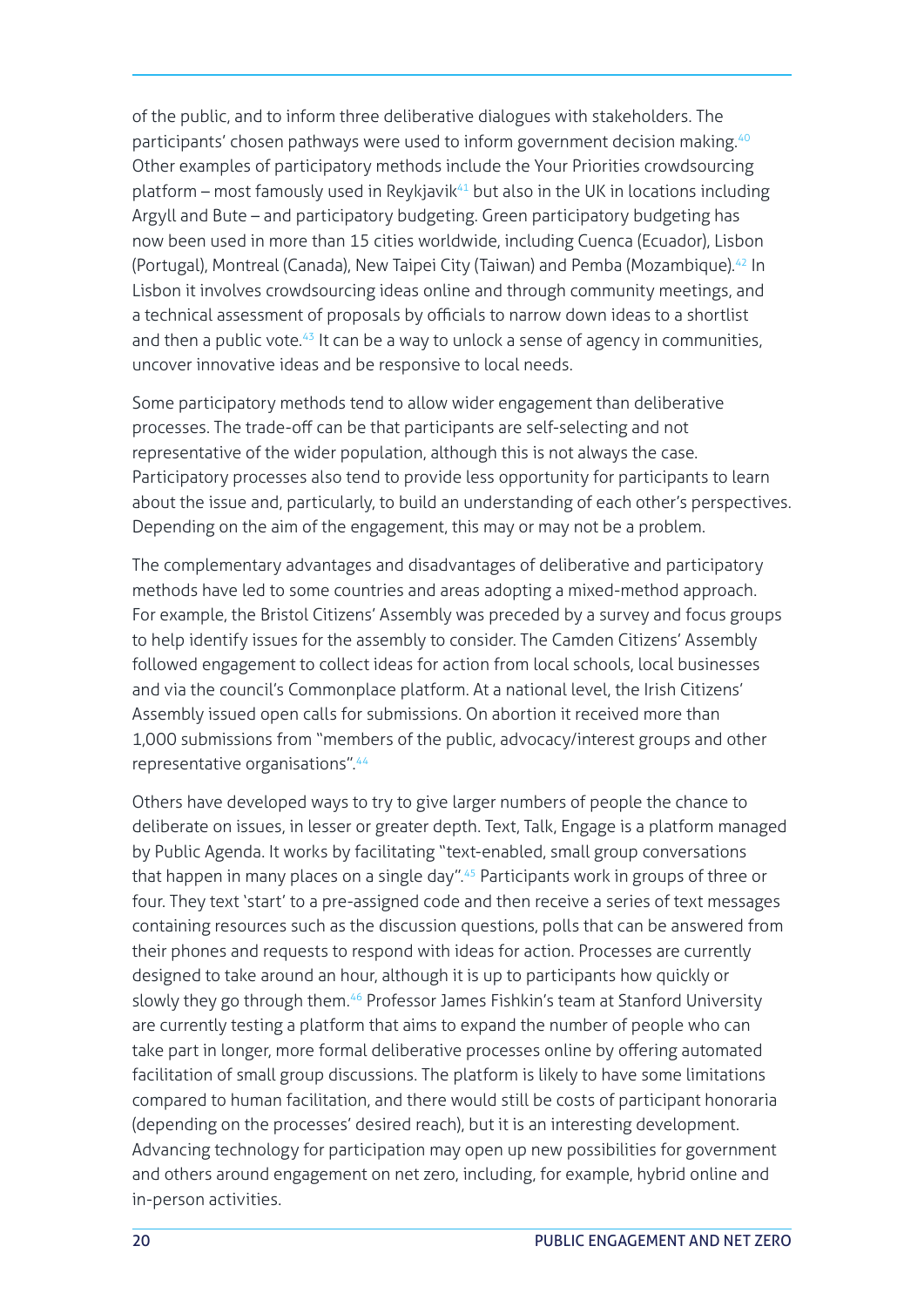of the public, and to inform three deliberative dialogues with stakeholders. The participants' chosen pathways were used to inform government decision making.[40] Other examples of participatory methods include the Your Priorities crowdsourcing platform – most famously used in Reykjavik[41] but also in the UK in locations including Argyll and Bute – and participatory budgeting. Green participatory budgeting has now been used in more than 15 cities worldwide, including Cuenca (Ecuador), Lisbon (Portugal), Montreal (Canada), New Taipei City (Taiwan) and Pemba (Mozambique).[42] In Lisbon it involves crowdsourcing ideas online and through community meetings, and a technical assessment of proposals by officials to narrow down ideas to a shortlist and then a public vote.[43] It can be a way to unlock a sense of agency in communities, uncover innovative ideas and be responsive to local needs.

Some participatory methods tend to allow wider engagement than deliberative processes. The trade-off can be that participants are self-selecting and not representative of the wider population, although this is not always the case. Participatory processes also tend to provide less opportunity for participants to learn about the issue and, particularly, to build an understanding of each other's perspectives. Depending on the aim of the engagement, this may or may not be a problem.

The complementary advantages and disadvantages of deliberative and participatory methods have led to some countries and areas adopting a mixed-method approach. For example, the Bristol Citizens' Assembly was preceded by a survey and focus groups to help identify issues for the assembly to consider. The Camden Citizens' Assembly followed engagement to collect ideas for action from local schools, local businesses and via the council's Commonplace platform. At a national level, the Irish Citizens' Assembly issued open calls for submissions. On abortion it received more than 1,000 submissions from "members of the public, advocacy/interest groups and other representative organisations".[44]

Others have developed ways to try to give larger numbers of people the chance to deliberate on issues, in lesser or greater depth. Text, Talk, Engage is a platform managed by Public Agenda. It works by facilitating "text-enabled, small group conversations that happen in many places on a single day".[45] Participants work in groups of three or four. They text 'start' to a pre-assigned code and then receive a series of text messages containing resources such as the discussion questions, polls that can be answered from their phones and requests to respond with ideas for action. Processes are currently designed to take around an hour, although it is up to participants how quickly or slowly they go through them.[46] Professor James Fishkin's team at Stanford University are currently testing a platform that aims to expand the number of people who can take part in longer, more formal deliberative processes online by offering automated facilitation of small group discussions. The platform is likely to have some limitations compared to human facilitation, and there would still be costs of participant honoraria (depending on the processes' desired reach), but it is an interesting development. Advancing technology for participation may open up new possibilities for government and others around engagement on net zero, including, for example, hybrid online and in-person activities.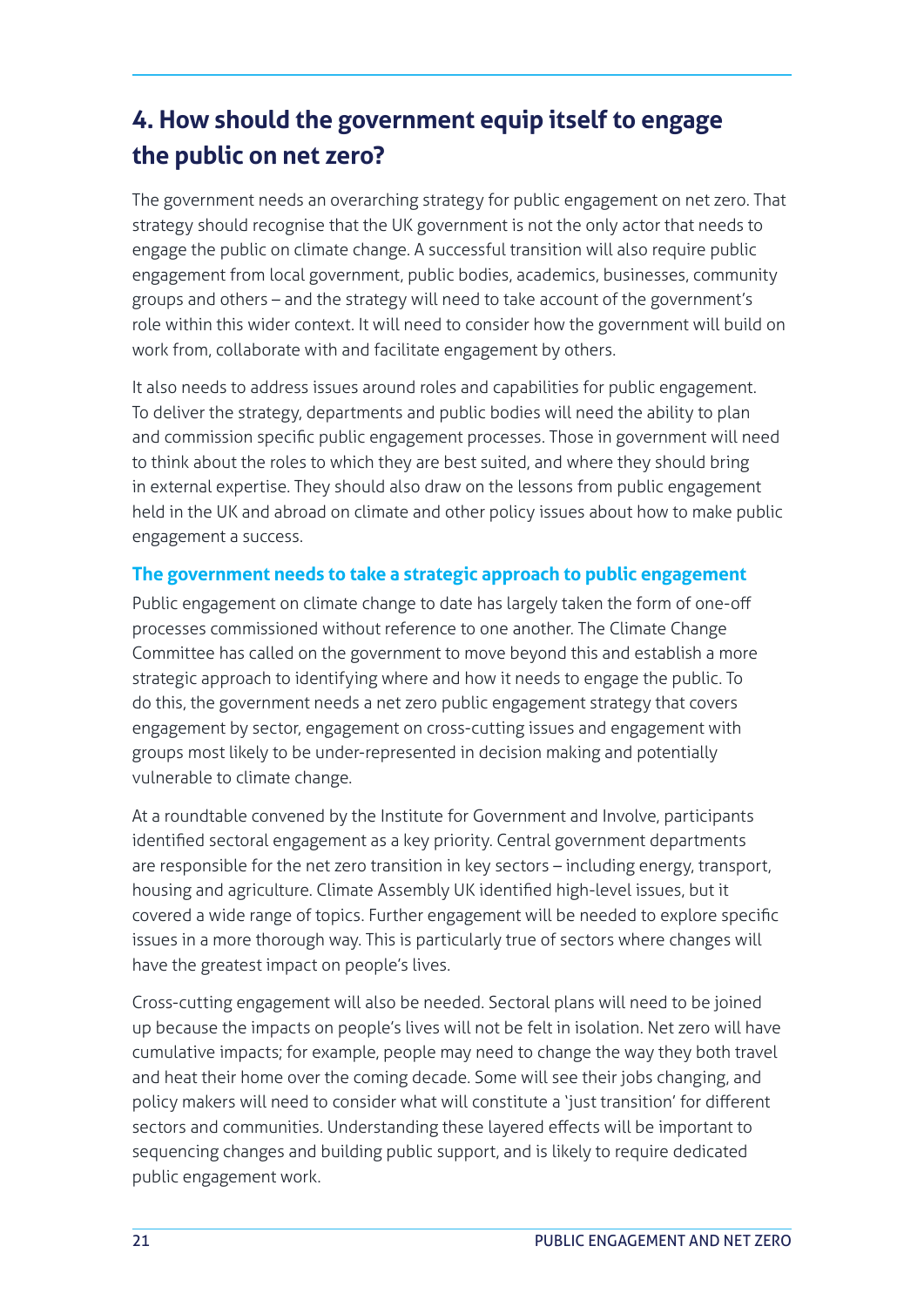## 4. How should the government equip itself to engage the public on net zero?

The government needs an overarching strategy for public engagement on net zero. That strategy should recognise that the UK government is not the only actor that needs to engage the public on climate change. A successful transition will also require public engagement from local government, public bodies, academics, businesses, community groups and others – and the strategy will need to take account of the government's role within this wider context. It will need to consider how the government will build on work from, collaborate with and facilitate engagement by others.

It also needs to address issues around roles and capabilities for public engagement. To deliver the strategy, departments and public bodies will need the ability to plan and commission specific public engagement processes. Those in government will need to think about the roles to which they are best suited, and where they should bring in external expertise. They should also draw on the lessons from public engagement held in the UK and abroad on climate and other policy issues about how to make public engagement a success.

### The government needs to take a strategic approach to public engagement

Public engagement on climate change to date has largely taken the form of one-off processes commissioned without reference to one another. The Climate Change Committee has called on the government to move beyond this and establish a more strategic approach to identifying where and how it needs to engage the public. To do this, the government needs a net zero public engagement strategy that covers engagement by sector, engagement on cross-cutting issues and engagement with groups most likely to be under-represented in decision making and potentially vulnerable to climate change.

At a roundtable convened by the Institute for Government and Involve, participants identified sectoral engagement as a key priority. Central government departments are responsible for the net zero transition in key sectors – including energy, transport, housing and agriculture. Climate Assembly UK identified high-level issues, but it covered a wide range of topics. Further engagement will be needed to explore specific issues in a more thorough way. This is particularly true of sectors where changes will have the greatest impact on people's lives.

Cross-cutting engagement will also be needed. Sectoral plans will need to be joined up because the impacts on people's lives will not be felt in isolation. Net zero will have cumulative impacts; for example, people may need to change the way they both travel and heat their home over the coming decade. Some will see their jobs changing, and policy makers will need to consider what will constitute a 'just transition' for different sectors and communities. Understanding these layered effects will be important to sequencing changes and building public support, and is likely to require dedicated public engagement work.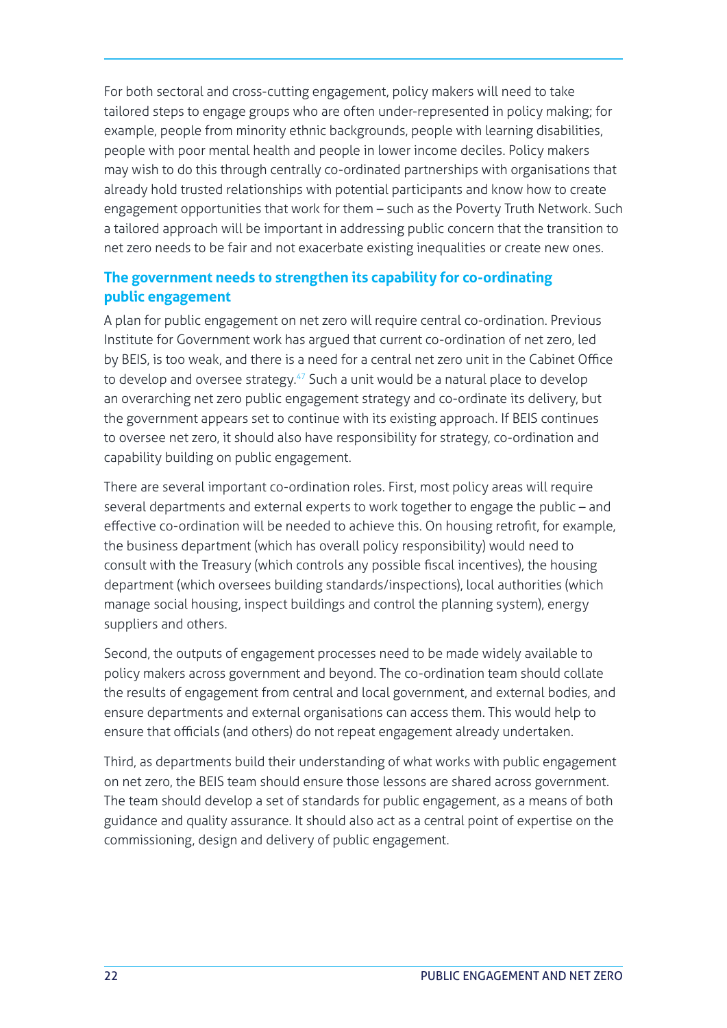For both sectoral and cross-cutting engagement, policy makers will need to take tailored steps to engage groups who are often under-represented in policy making; for example, people from minority ethnic backgrounds, people with learning disabilities, people with poor mental health and people in lower income deciles. Policy makers may wish to do this through centrally co-ordinated partnerships with organisations that already hold trusted relationships with potential participants and know how to create engagement opportunities that work for them – such as the Poverty Truth Network. Such a tailored approach will be important in addressing public concern that the transition to net zero needs to be fair and not exacerbate existing inequalities or create new ones.

### The government needs to strengthen its capability for co-ordinating public engagement

A plan for public engagement on net zero will require central co-ordination. Previous Institute for Government work has argued that current co-ordination of net zero, led by BEIS, is too weak, and there is a need for a central net zero unit in the Cabinet Office to develop and oversee strategy.[47] Such a unit would be a natural place to develop an overarching net zero public engagement strategy and co-ordinate its delivery, but the government appears set to continue with its existing approach. If BEIS continues to oversee net zero, it should also have responsibility for strategy, co-ordination and capability building on public engagement.

There are several important co-ordination roles. First, most policy areas will require several departments and external experts to work together to engage the public – and effective co-ordination will be needed to achieve this. On housing retrofit, for example, the business department (which has overall policy responsibility) would need to consult with the Treasury (which controls any possible fiscal incentives), the housing department (which oversees building standards/inspections), local authorities (which manage social housing, inspect buildings and control the planning system), energy suppliers and others.

Second, the outputs of engagement processes need to be made widely available to policy makers across government and beyond. The co-ordination team should collate the results of engagement from central and local government, and external bodies, and ensure departments and external organisations can access them. This would help to ensure that officials (and others) do not repeat engagement already undertaken.

Third, as departments build their understanding of what works with public engagement on net zero, the BEIS team should ensure those lessons are shared across government. The team should develop a set of standards for public engagement, as a means of both guidance and quality assurance. It should also act as a central point of expertise on the commissioning, design and delivery of public engagement.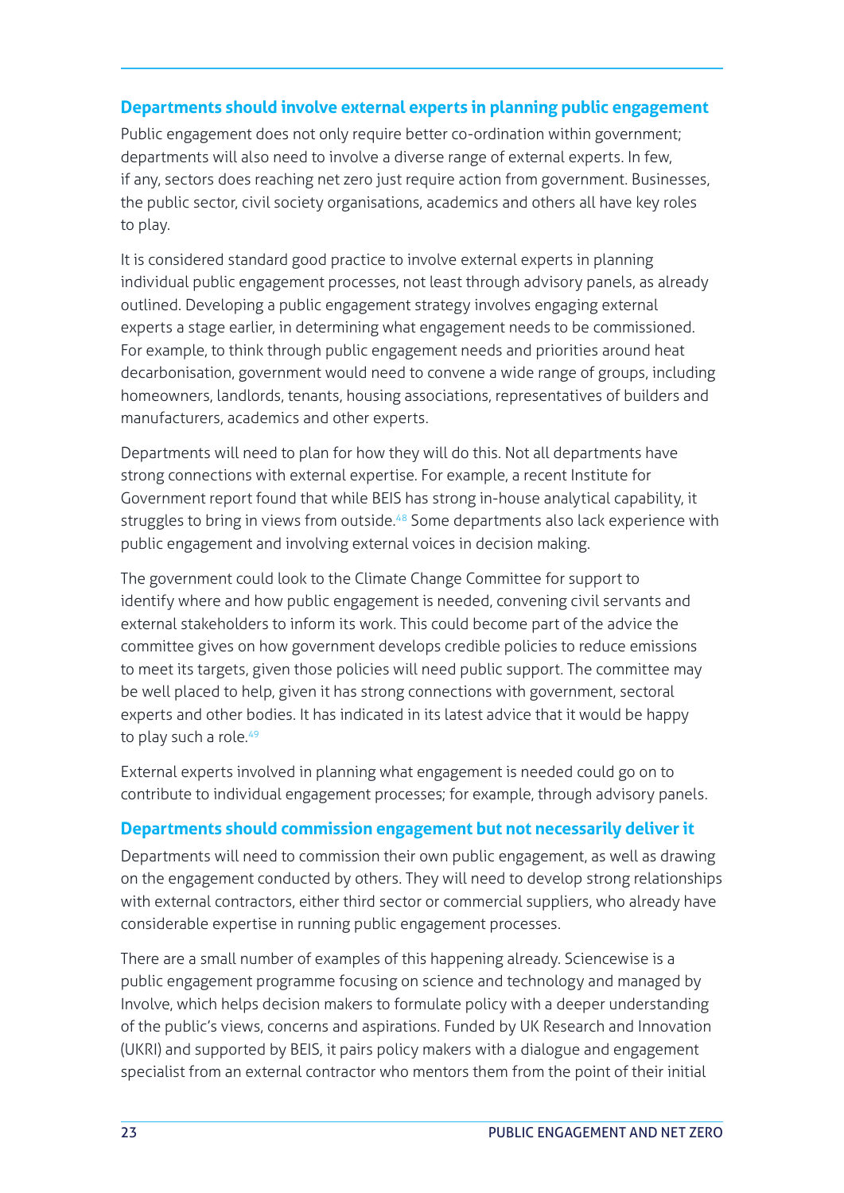### Departments should involve external experts in planning public engagement

Public engagement does not only require better co-ordination within government; departments will also need to involve a diverse range of external experts. In few, if any, sectors does reaching net zero just require action from government. Businesses, the public sector, civil society organisations, academics and others all have key roles to play.

It is considered standard good practice to involve external experts in planning individual public engagement processes, not least through advisory panels, as already outlined. Developing a public engagement strategy involves engaging external experts a stage earlier, in determining what engagement needs to be commissioned. For example, to think through public engagement needs and priorities around heat decarbonisation, government would need to convene a wide range of groups, including homeowners, landlords, tenants, housing associations, representatives of builders and manufacturers, academics and other experts.

Departments will need to plan for how they will do this. Not all departments have strong connections with external expertise. For example, a recent Institute for Government report found that while BEIS has strong in-house analytical capability, it struggles to bring in views from outside.[48] Some departments also lack experience with public engagement and involving external voices in decision making.

The government could look to the Climate Change Committee for support to identify where and how public engagement is needed, convening civil servants and external stakeholders to inform its work. This could become part of the advice the committee gives on how government develops credible policies to reduce emissions to meet its targets, given those policies will need public support. The committee may be well placed to help, given it has strong connections with government, sectoral experts and other bodies. It has indicated in its latest advice that it would be happy to play such a role.[49]

External experts involved in planning what engagement is needed could go on to contribute to individual engagement processes; for example, through advisory panels.

### Departments should commission engagement but not necessarily deliver it

Departments will need to commission their own public engagement, as well as drawing on the engagement conducted by others. They will need to develop strong relationships with external contractors, either third sector or commercial suppliers, who already have considerable expertise in running public engagement processes.

There are a small number of examples of this happening already. Sciencewise is a public engagement programme focusing on science and technology and managed by Involve, which helps decision makers to formulate policy with a deeper understanding of the public's views, concerns and aspirations. Funded by UK Research and Innovation (UKRI) and supported by BEIS, it pairs policy makers with a dialogue and engagement specialist from an external contractor who mentors them from the point of their initial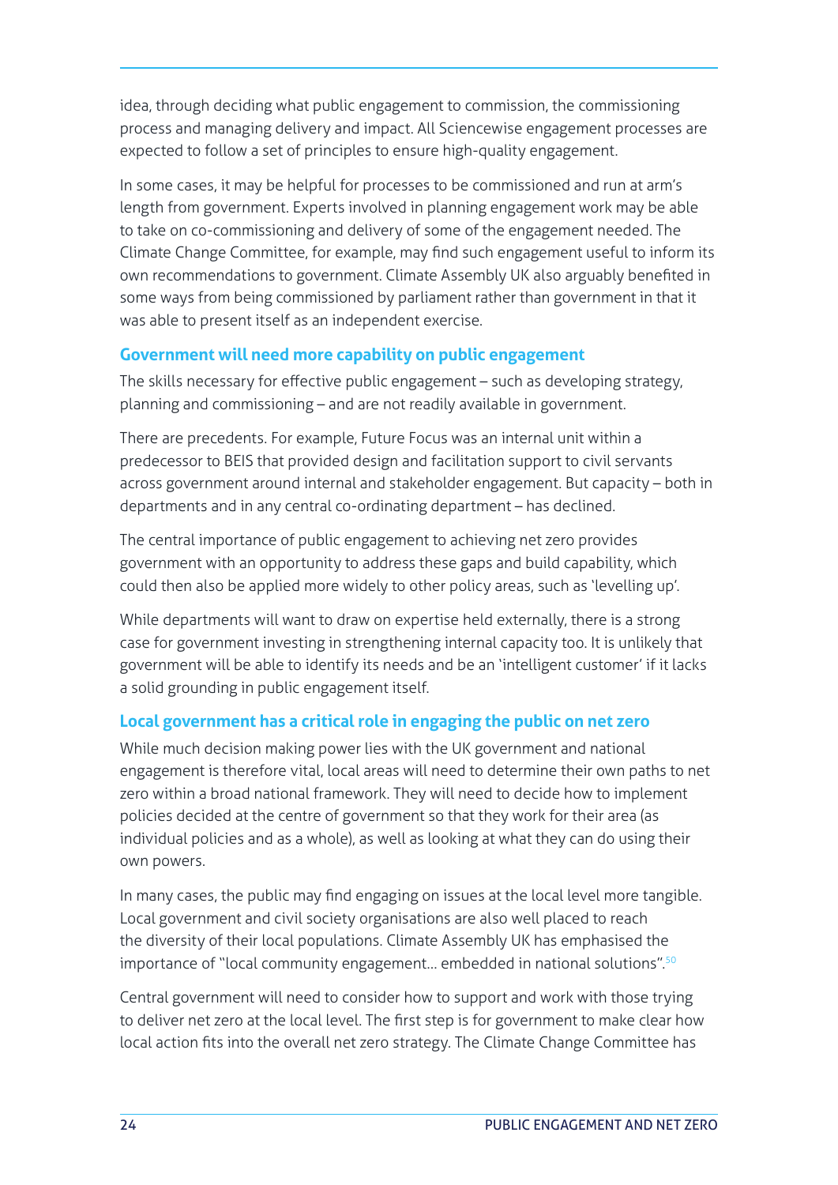idea, through deciding what public engagement to commission, the commissioning process and managing delivery and impact. All Sciencewise engagement processes are expected to follow a set of principles to ensure high-quality engagement.

In some cases, it may be helpful for processes to be commissioned and run at arm's length from government. Experts involved in planning engagement work may be able to take on co-commissioning and delivery of some of the engagement needed. The Climate Change Committee, for example, may find such engagement useful to inform its own recommendations to government. Climate Assembly UK also arguably benefited in some ways from being commissioned by parliament rather than government in that it was able to present itself as an independent exercise.

### Government will need more capability on public engagement

The skills necessary for effective public engagement – such as developing strategy, planning and commissioning – and are not readily available in government.

There are precedents. For example, Future Focus was an internal unit within a predecessor to BEIS that provided design and facilitation support to civil servants across government around internal and stakeholder engagement. But capacity – both in departments and in any central co-ordinating department – has declined.

The central importance of public engagement to achieving net zero provides government with an opportunity to address these gaps and build capability, which could then also be applied more widely to other policy areas, such as 'levelling up'.

While departments will want to draw on expertise held externally, there is a strong case for government investing in strengthening internal capacity too. It is unlikely that government will be able to identify its needs and be an 'intelligent customer' if it lacks a solid grounding in public engagement itself.

### Local government has a critical role in engaging the public on net zero

While much decision making power lies with the UK government and national engagement is therefore vital, local areas will need to determine their own paths to net zero within a broad national framework. They will need to decide how to implement policies decided at the centre of government so that they work for their area (as individual policies and as a whole), as well as looking at what they can do using their own powers.

In many cases, the public may find engaging on issues at the local level more tangible. Local government and civil society organisations are also well placed to reach the diversity of their local populations. Climate Assembly UK has emphasised the importance of "local community engagement... embedded in national solutions".[50]

Central government will need to consider how to support and work with those trying to deliver net zero at the local level. The first step is for government to make clear how local action fits into the overall net zero strategy. The Climate Change Committee has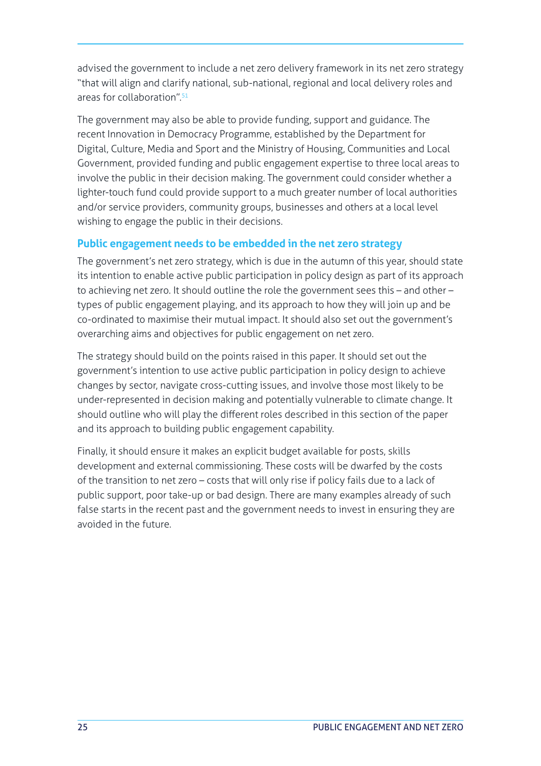advised the government to include a net zero delivery framework in its net zero strategy "that will align and clarify national, sub-national, regional and local delivery roles and areas for collaboration".[51]

The government may also be able to provide funding, support and guidance. The recent Innovation in Democracy Programme, established by the Department for Digital, Culture, Media and Sport and the Ministry of Housing, Communities and Local Government, provided funding and public engagement expertise to three local areas to involve the public in their decision making. The government could consider whether a lighter-touch fund could provide support to a much greater number of local authorities and/or service providers, community groups, businesses and others at a local level wishing to engage the public in their decisions.

### Public engagement needs to be embedded in the net zero strategy

The government's net zero strategy, which is due in the autumn of this year, should state its intention to enable active public participation in policy design as part of its approach to achieving net zero. It should outline the role the government sees this – and other – types of public engagement playing, and its approach to how they will join up and be co-ordinated to maximise their mutual impact. It should also set out the government's overarching aims and objectives for public engagement on net zero.

The strategy should build on the points raised in this paper. It should set out the government's intention to use active public participation in policy design to achieve changes by sector, navigate cross-cutting issues, and involve those most likely to be under-represented in decision making and potentially vulnerable to climate change. It should outline who will play the different roles described in this section of the paper and its approach to building public engagement capability.

Finally, it should ensure it makes an explicit budget available for posts, skills development and external commissioning. These costs will be dwarfed by the costs of the transition to net zero – costs that will only rise if policy fails due to a lack of public support, poor take-up or bad design. There are many examples already of such false starts in the recent past and the government needs to invest in ensuring they are avoided in the future.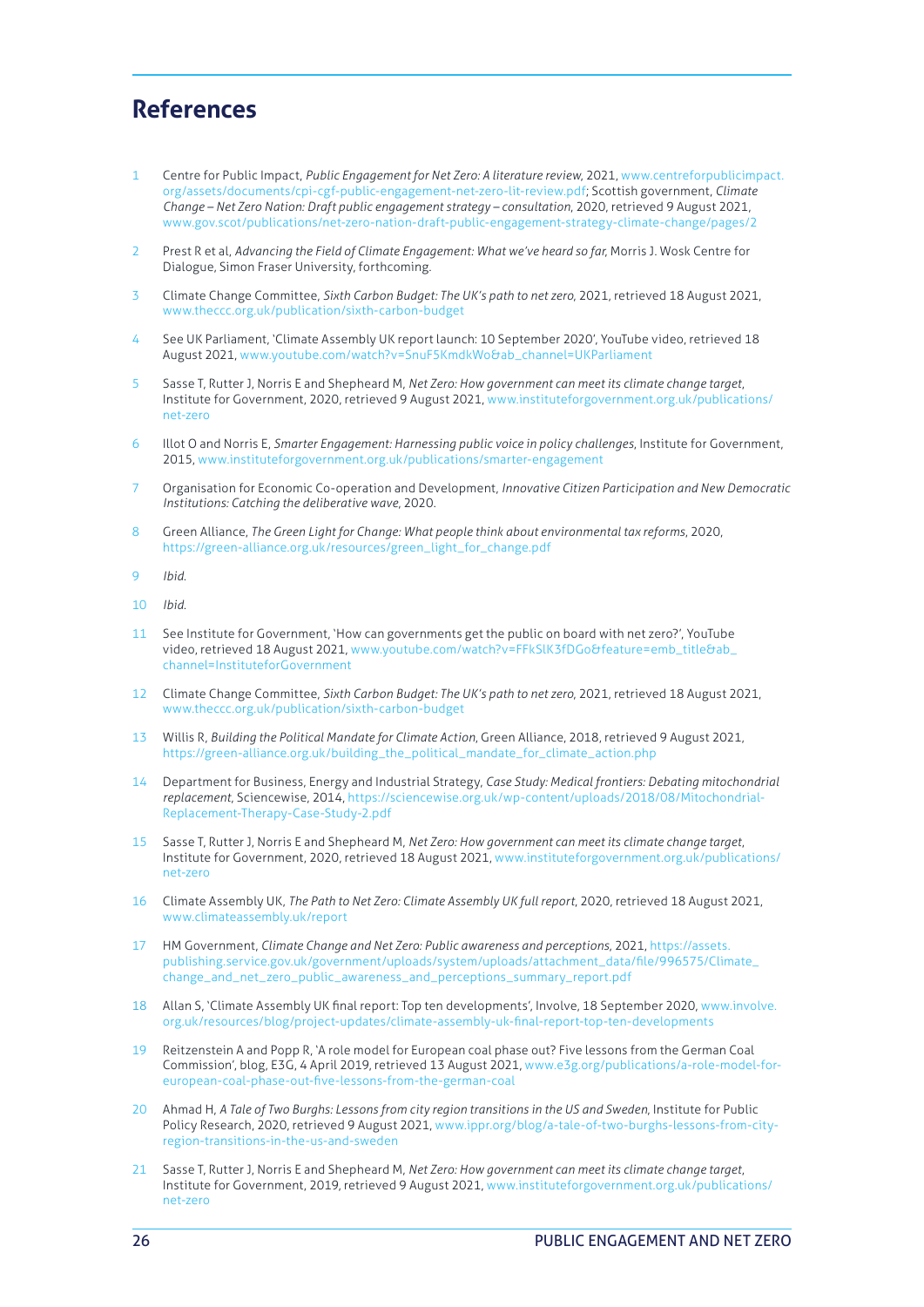## References

1. Centre for Public Impact, *Public Engagement for Net Zero: A literature review*, 2021, www.centreforpublicimpact.org/assets/documents/cpi-cgf-public-engagement-net-zero-lit-review.pdf; Scottish government, *Climate Change – Net Zero Nation: Draft public engagement strategy – consultation*, 2020, retrieved 9 August 2021, www.gov.scot/publications/net-zero-nation-draft-public-engagement-strategy-climate-change/pages/2
2. Prest R et al, *Advancing the Field of Climate Engagement: What we've heard so far*, Morris J. Wosk Centre for Dialogue, Simon Fraser University, forthcoming.
3. Climate Change Committee, *Sixth Carbon Budget: The UK's path to net zero*, 2021, retrieved 18 August 2021, www.theccc.org.uk/publication/sixth-carbon-budget
4. See UK Parliament, 'Climate Assembly UK report launch: 10 September 2020', YouTube video, retrieved 18 August 2021, www.youtube.com/watch?v=SnuF5KmdkWo&ab_channel=UKParliament
5. Sasse T, Rutter J, Norris E and Shepheard M, *Net Zero: How government can meet its climate change target*, Institute for Government, 2020, retrieved 9 August 2021, www.instituteforgovernment.org.uk/publications/net-zero
6. Illot O and Norris E, *Smarter Engagement: Harnessing public voice in policy challenges*, Institute for Government, 2015, www.instituteforgovernment.org.uk/publications/smarter-engagement
7. Organisation for Economic Co-operation and Development, *Innovative Citizen Participation and New Democratic Institutions: Catching the deliberative wave*, 2020.
8. Green Alliance, *The Green Light for Change: What people think about environmental tax reforms*, 2020, https://green-alliance.org.uk/resources/green_light_for_change.pdf
9. *Ibid.*
10. *Ibid.*
11. See Institute for Government, 'How can governments get the public on board with net zero?', YouTube video, retrieved 18 August 2021, www.youtube.com/watch?v=FFkSlK3fDGo&feature=emb_title&ab_channel=InstituteforGovernment
12. Climate Change Committee, *Sixth Carbon Budget: The UK's path to net zero*, 2021, retrieved 18 August 2021, www.theccc.org.uk/publication/sixth-carbon-budget
13. Willis R, *Building the Political Mandate for Climate Action*, Green Alliance, 2018, retrieved 9 August 2021, https://green-alliance.org.uk/building_the_political_mandate_for_climate_action.php
14. Department for Business, Energy and Industrial Strategy, *Case Study: Medical frontiers: Debating mitochondrial replacement*, Sciencewise, 2014, https://sciencewise.org.uk/wp-content/uploads/2018/08/Mitochondrial-Replacement-Therapy-Case-Study-2.pdf
15. Sasse T, Rutter J, Norris E and Shepheard M, *Net Zero: How government can meet its climate change target*, Institute for Government, 2020, retrieved 18 August 2021, www.instituteforgovernment.org.uk/publications/net-zero
16. Climate Assembly UK, *The Path to Net Zero: Climate Assembly UK full report*, 2020, retrieved 18 August 2021, www.climateassembly.uk/report
17. HM Government, *Climate Change and Net Zero: Public awareness and perceptions*, 2021, https://assets.publishing.service.gov.uk/government/uploads/system/uploads/attachment_data/file/996575/Climate_change_and_net_zero_public_awareness_and_perceptions_summary_report.pdf
18. Allan S, 'Climate Assembly UK final report: Top ten developments', Involve, 18 September 2020, www.involve.org.uk/resources/blog/project-updates/climate-assembly-uk-final-report-top-ten-developments
19. Reitzenstein A and Popp R, 'A role model for European coal phase out? Five lessons from the German Coal Commission', blog, E3G, 4 April 2019, retrieved 13 August 2021, www.e3g.org/publications/a-role-model-for-european-coal-phase-out-five-lessons-from-the-german-coal
20. Ahmad H, *A Tale of Two Burghs: Lessons from city region transitions in the US and Sweden*, Institute for Public Policy Research, 2020, retrieved 9 August 2021, www.ippr.org/blog/a-tale-of-two-burghs-lessons-from-city-region-transitions-in-the-us-and-sweden
21. Sasse T, Rutter J, Norris E and Shepheard M, *Net Zero: How government can meet its climate change target*, Institute for Government, 2019, retrieved 9 August 2021, www.instituteforgovernment.org.uk/publications/net-zero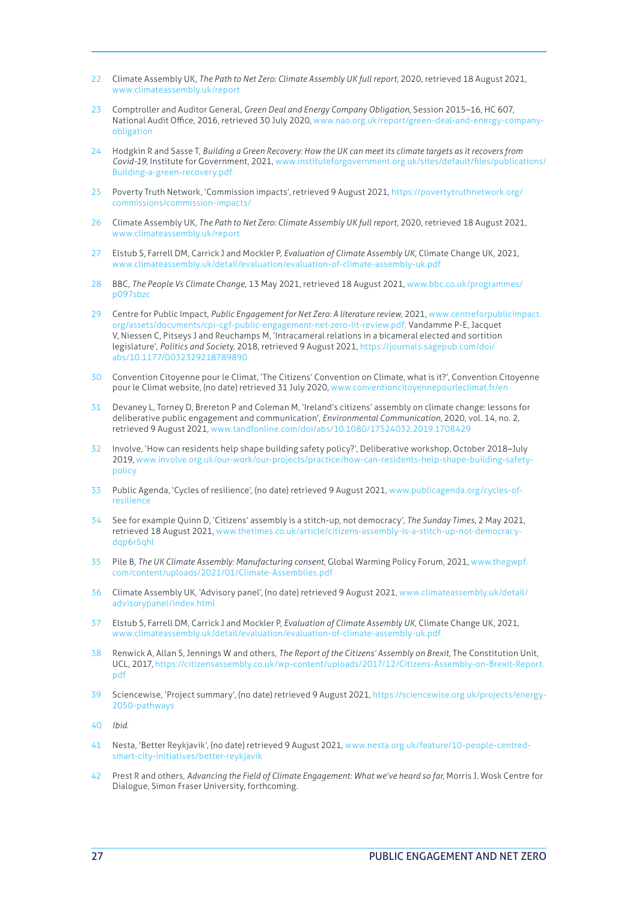22 Climate Assembly UK, *The Path to Net Zero: Climate Assembly UK full report*, 2020, retrieved 18 August 2021, www.climateassembly.uk/report

23 Comptroller and Auditor General, *Green Deal and Energy Company Obligation*, Session 2015–16, HC 607, National Audit Office, 2016, retrieved 30 July 2020, www.nao.org.uk/report/green-deal-and-energy-company-obligation

24 Hodgkin R and Sasse T, *Building a Green Recovery: How the UK can meet its climate targets as it recovers from Covid-19*, Institute for Government, 2021, www.instituteforgovernment.org.uk/sites/default/files/publications/Building-a-green-recovery.pdf

25 Poverty Truth Network, 'Commission impacts', retrieved 9 August 2021, https://povertytruthnetwork.org/commissions/commission-impacts/

26 Climate Assembly UK, *The Path to Net Zero: Climate Assembly UK full report*, 2020, retrieved 18 August 2021, www.climateassembly.uk/report

27 Elstub S, Farrell DM, Carrick J and Mockler P, *Evaluation of Climate Assembly UK*, Climate Change UK, 2021, www.climateassembly.uk/detail/evaluation/evaluation-of-climate-assembly-uk.pdf

28 BBC, *The People Vs Climate Change*, 13 May 2021, retrieved 18 August 2021, www.bbc.co.uk/programmes/p097sbzc

29 Centre for Public Impact, *Public Engagement for Net Zero: A literature review*, 2021, www.centreforpublicimpact.org/assets/documents/cpi-cgf-public-engagement-net-zero-lit-review.pdf; Vandamme P-E, Jacquet V, Niessen C, Pitseys J and Reuchamps M, 'Intracameral relations in a bicameral elected and sortition legislature', *Politics and Society*, 2018, retrieved 9 August 2021, https://journals.sagepub.com/doi/abs/10.1177/0032329218789890

30 Convention Citoyenne pour le Climat, 'The Citizens' Convention on Climate, what is it?', Convention Citoyenne pour le Climat website, (no date) retrieved 31 July 2020, www.conventioncitoyennepourleclimat.fr/en

31 Devaney L, Torney D, Brereton P and Coleman M, 'Ireland's citizens' assembly on climate change: lessons for deliberative public engagement and communication', *Environmental Communication*, 2020, vol. 14, no. 2, retrieved 9 August 2021, www.tandfonline.com/doi/abs/10.1080/17524032.2019.1708429

32 Involve, 'How can residents help shape building safety policy?', Deliberative workshop, October 2018–July 2019, www.involve.org.uk/our-work/our-projects/practice/how-can-residents-help-shape-building-safety-policy

33 Public Agenda, 'Cycles of resilience', (no date) retrieved 9 August 2021, www.publicagenda.org/cycles-of-resilience

34 See for example Quinn D, 'Citizens' assembly is a stitch-up, not democracy', *The Sunday Times*, 2 May 2021, retrieved 18 August 2021, www.thetimes.co.uk/article/citizens-assembly-is-a-stitch-up-not-democracy-dqp6r5qhl

35 Pile B, *The UK Climate Assembly: Manufacturing consent*, Global Warming Policy Forum, 2021, www.thegwpf.com/content/uploads/2021/01/Climate-Assemblies.pdf

36 Climate Assembly UK, 'Advisory panel', (no date) retrieved 9 August 2021, www.climateassembly.uk/detail/advisorypanel/index.html

37 Elstub S, Farrell DM, Carrick J and Mockler P, *Evaluation of Climate Assembly UK*, Climate Change UK, 2021, www.climateassembly.uk/detail/evaluation/evaluation-of-climate-assembly-uk.pdf

38 Renwick A, Allan S, Jennings W and others, *The Report of the Citizens' Assembly on Brexit*, The Constitution Unit, UCL, 2017, https://citizensassembly.co.uk/wp-content/uploads/2017/12/Citizens-Assembly-on-Brexit-Report.pdf

39 Sciencewise, 'Project summary', (no date) retrieved 9 August 2021, https://sciencewise.org.uk/projects/energy-2050-pathways

40 *Ibid.*

41 Nesta, 'Better Reykjavik', (no date) retrieved 9 August 2021, www.nesta.org.uk/feature/10-people-centred-smart-city-initiatives/better-reykjavik

42 Prest R and others, *Advancing the Field of Climate Engagement: What we've heard so far*, Morris J. Wosk Centre for Dialogue, Simon Fraser University, forthcoming.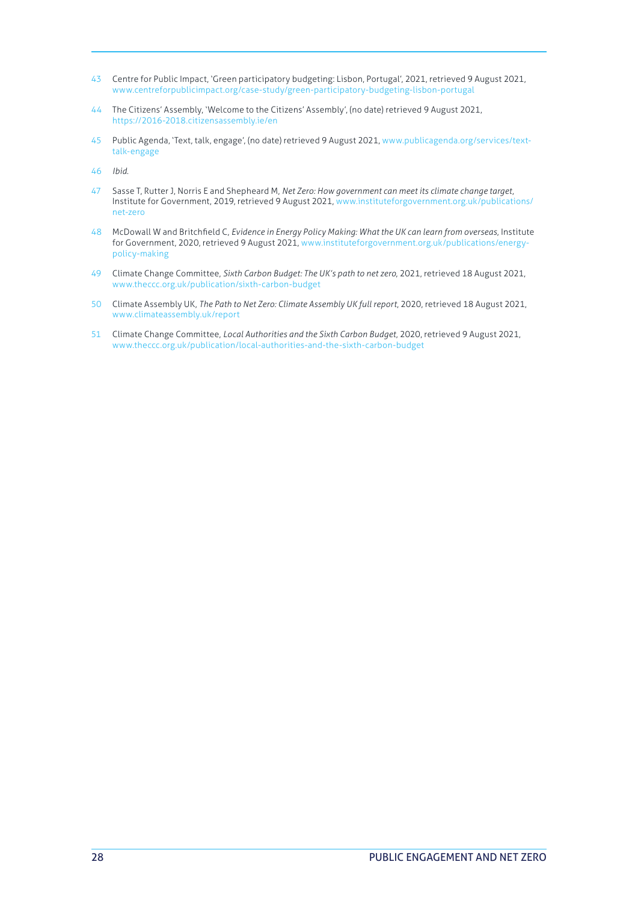43 Centre for Public Impact, 'Green participatory budgeting: Lisbon, Portugal', 2021, retrieved 9 August 2021, www.centreforpublicimpact.org/case-study/green-participatory-budgeting-lisbon-portugal

44 The Citizens' Assembly, 'Welcome to the Citizens' Assembly', (no date) retrieved 9 August 2021, https://2016-2018.citizensassembly.ie/en

45 Public Agenda, 'Text, talk, engage', (no date) retrieved 9 August 2021, www.publicagenda.org/services/text-talk-engage

46 *Ibid.*

47 Sasse T, Rutter J, Norris E and Shepheard M, *Net Zero: How government can meet its climate change target*, Institute for Government, 2019, retrieved 9 August 2021, www.instituteforgovernment.org.uk/publications/net-zero

48 McDowall W and Britchfield C, *Evidence in Energy Policy Making: What the UK can learn from overseas*, Institute for Government, 2020, retrieved 9 August 2021, www.instituteforgovernment.org.uk/publications/energy-policy-making

49 Climate Change Committee, *Sixth Carbon Budget: The UK's path to net zero*, 2021, retrieved 18 August 2021, www.theccc.org.uk/publication/sixth-carbon-budget

50 Climate Assembly UK, *The Path to Net Zero: Climate Assembly UK full report*, 2020, retrieved 18 August 2021, www.climateassembly.uk/report

51 Climate Change Committee, *Local Authorities and the Sixth Carbon Budget*, 2020, retrieved 9 August 2021, www.theccc.org.uk/publication/local-authorities-and-the-sixth-carbon-budget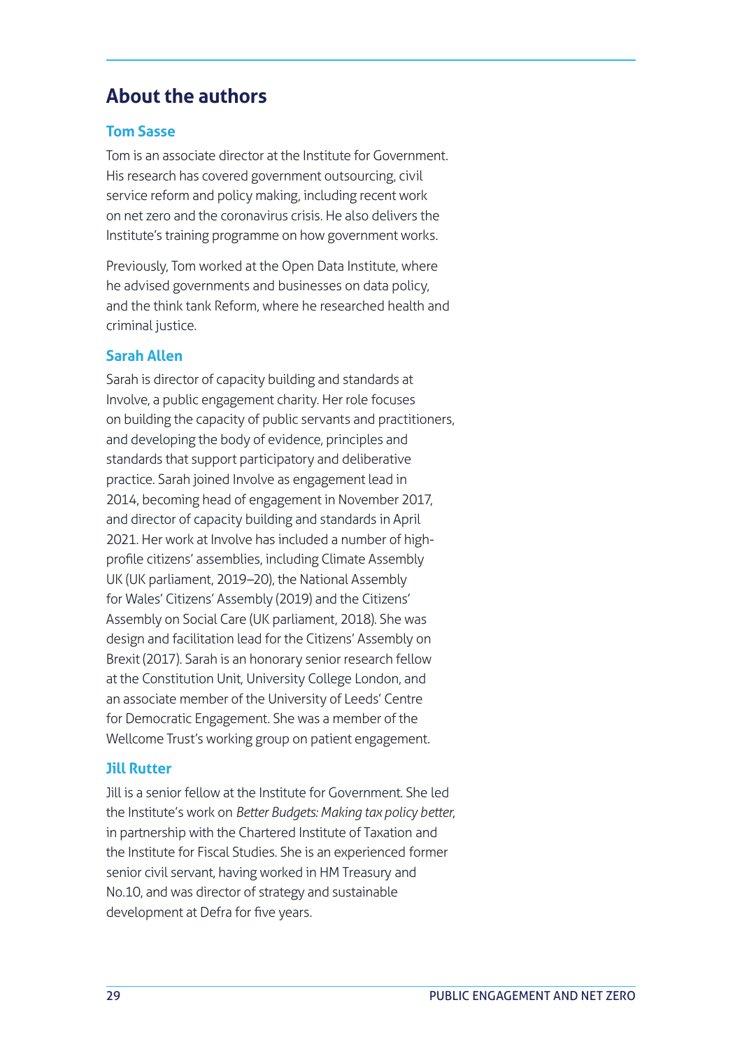## About the authors

### Tom Sasse

Tom is an associate director at the Institute for Government. His research has covered government outsourcing, civil service reform and policy making, including recent work on net zero and the coronavirus crisis. He also delivers the Institute's training programme on how government works.

Previously, Tom worked at the Open Data Institute, where he advised governments and businesses on data policy, and the think tank Reform, where he researched health and criminal justice.

### Sarah Allen

Sarah is director of capacity building and standards at Involve, a public engagement charity. Her role focuses on building the capacity of public servants and practitioners, and developing the body of evidence, principles and standards that support participatory and deliberative practice. Sarah joined Involve as engagement lead in 2014, becoming head of engagement in November 2017, and director of capacity building and standards in April 2021. Her work at Involve has included a number of high-profile citizens' assemblies, including Climate Assembly UK (UK parliament, 2019–20), the National Assembly for Wales' Citizens' Assembly (2019) and the Citizens' Assembly on Social Care (UK parliament, 2018). She was design and facilitation lead for the Citizens' Assembly on Brexit (2017). Sarah is an honorary senior research fellow at the Constitution Unit, University College London, and an associate member of the University of Leeds' Centre for Democratic Engagement. She was a member of the Wellcome Trust's working group on patient engagement.

### Jill Rutter

Jill is a senior fellow at the Institute for Government. She led the Institute's work on *Better Budgets: Making tax policy better*, in partnership with the Chartered Institute of Taxation and the Institute for Fiscal Studies. She is an experienced former senior civil servant, having worked in HM Treasury and No.10, and was director of strategy and sustainable development at Defra for five years.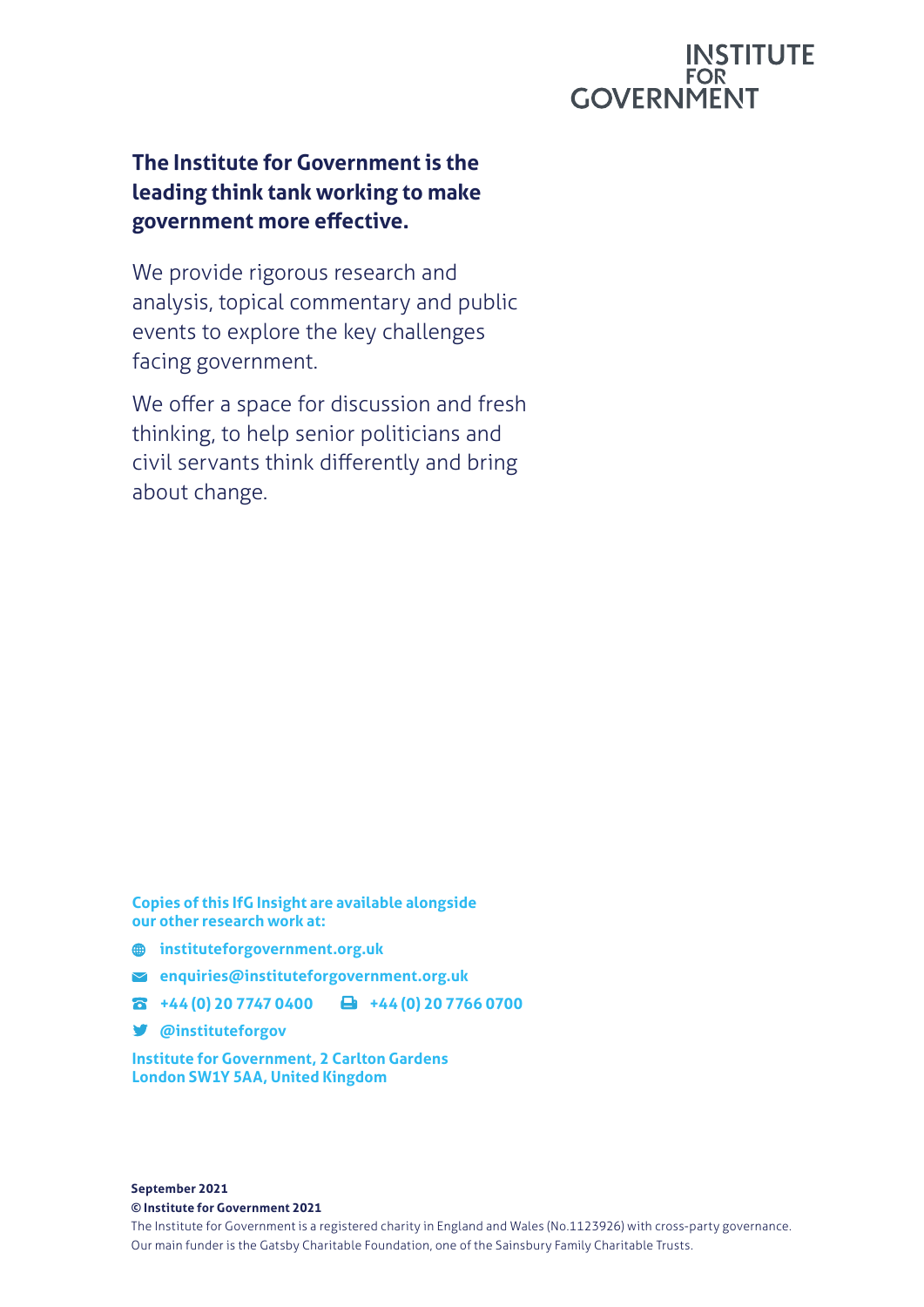INSTITUTE FOR GOVERNMENT

**The Institute for Government is the leading think tank working to make government more effective.**

We provide rigorous research and analysis, topical commentary and public events to explore the key challenges facing government.

We offer a space for discussion and fresh thinking, to help senior politicians and civil servants think differently and bring about change.

**Copies of this IfG Insight are available alongside our other research work at:**

- **instituteforgovernment.org.uk**
- **enquiries@instituteforgovernment.org.uk**
- **+44 (0) 20 7747 0400** **+44 (0) 20 7766 0700**
- **@instituteforgov**

**Institute for Government, 2 Carlton Gardens London SW1Y 5AA, United Kingdom**

**September 2021**
**© Institute for Government 2021**
The Institute for Government is a registered charity in England and Wales (No.1123926) with cross-party governance. Our main funder is the Gatsby Charitable Foundation, one of the Sainsbury Family Charitable Trusts.